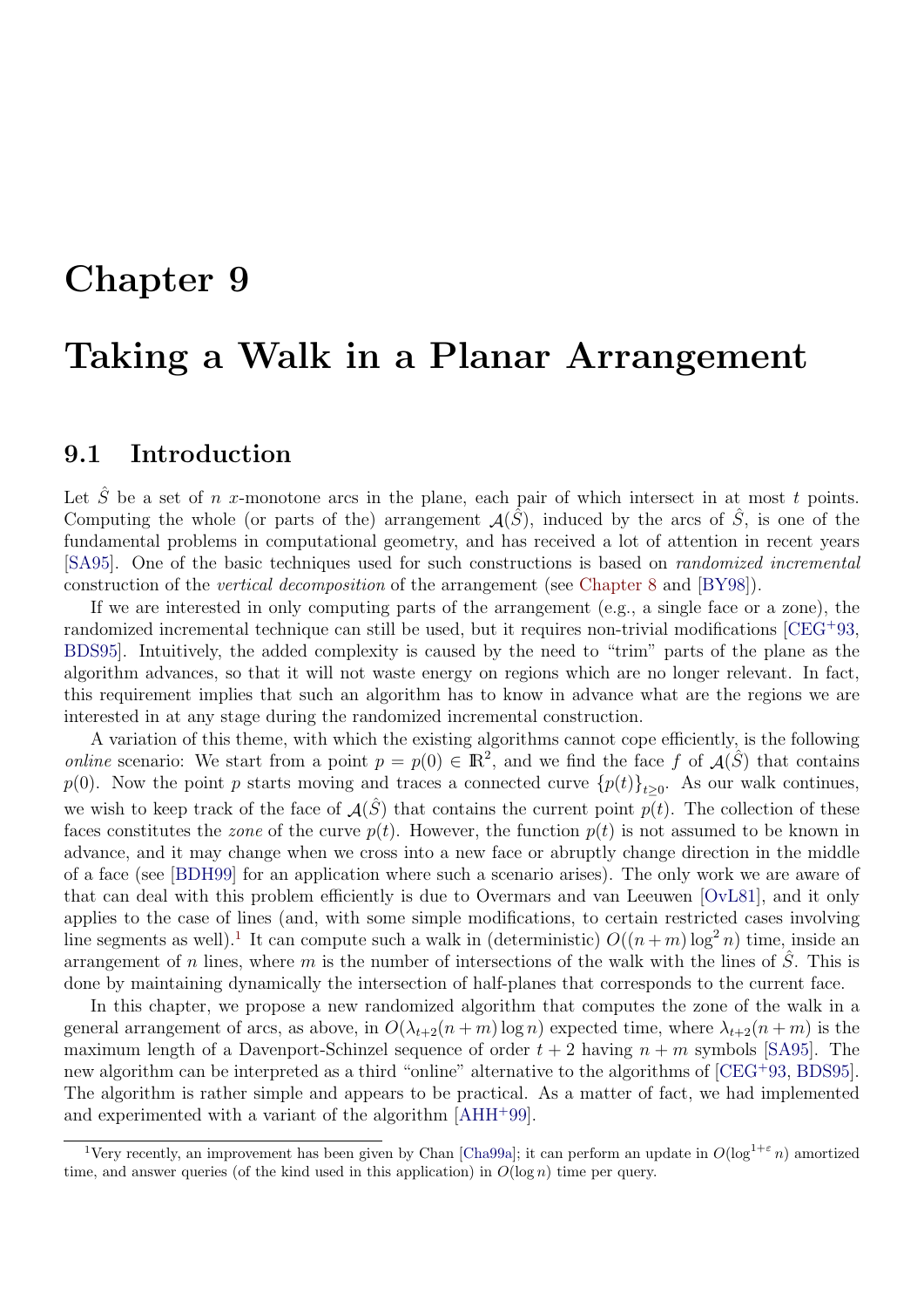# Chapter 9

# Taking a Walk in a Planar Arrangement

## 9.1 Introduction

Let $\hat{S}$ be a set of $n$ $x$-monotone arcs in the plane, each pair of which intersect in at most $t$ points. Computing the whole (or parts of the) arrangement $\mathcal{A}(\hat{S})$, induced by the arcs of $\hat{S}$, is one of the fundamental problems in computational geometry, and has received a lot of attention in recent years [SA95]. One of the basic techniques used for such constructions is based on *randomized incremental* construction of the *vertical decomposition* of the arrangement (see Chapter 8 and [BY98]).

If we are interested in only computing parts of the arrangement (e.g., a single face or a zone), the randomized incremental technique can still be used, but it requires non-trivial modifications [CEG+93, BDS95]. Intuitively, the added complexity is caused by the need to "trim" parts of the plane as the algorithm advances, so that it will not waste energy on regions which are no longer relevant. In fact, this requirement implies that such an algorithm has to know in advance what are the regions we are interested in at any stage during the randomized incremental construction.

A variation of this theme, with which the existing algorithms cannot cope efficiently, is the following *online* scenario: We start from a point $p = p(0) \in \mathbb{R}^2$, and we find the face $f$ of $\mathcal{A}(\hat{S})$ that contains $p(0)$. Now the point $p$ starts moving and traces a connected curve $\{p(t)\}_{t \geq 0}$. As our walk continues, we wish to keep track of the face of $\mathcal{A}(\hat{S})$ that contains the current point $p(t)$. The collection of these faces constitutes the *zone* of the curve $p(t)$. However, the function $p(t)$ is not assumed to be known in advance, and it may change when we cross into a new face or abruptly change direction in the middle of a face (see [BDH99] for an application where such a scenario arises). The only work we are aware of that can deal with this problem efficiently is due to Overmars and van Leeuwen [OvL81], and it only applies to the case of lines (and, with some simple modifications, to certain restricted cases involving line segments as well).[1] It can compute such a walk in (deterministic) $O((n + m)\log^2 n)$ time, inside an arrangement of $n$ lines, where $m$ is the number of intersections of the walk with the lines of $\hat{S}$. This is done by maintaining dynamically the intersection of half-planes that corresponds to the current face.

In this chapter, we propose a new randomized algorithm that computes the zone of the walk in a general arrangement of arcs, as above, in $O(\lambda_{t+2}(n + m)\log n)$ expected time, where $\lambda_{t+2}(n + m)$ is the maximum length of a Davenport-Schinzel sequence of order $t + 2$ having $n + m$ symbols [SA95]. The new algorithm can be interpreted as a third "online" alternative to the algorithms of [CEG+93, BDS95]. The algorithm is rather simple and appears to be practical. As a matter of fact, we had implemented and experimented with a variant of the algorithm [AHH+99].

[1] Very recently, an improvement has been given by Chan [Cha99a]; it can perform an update in $O(\log^{1+\varepsilon} n)$ amortized time, and answer queries (of the kind used in this application) in $O(\log n)$ time per query.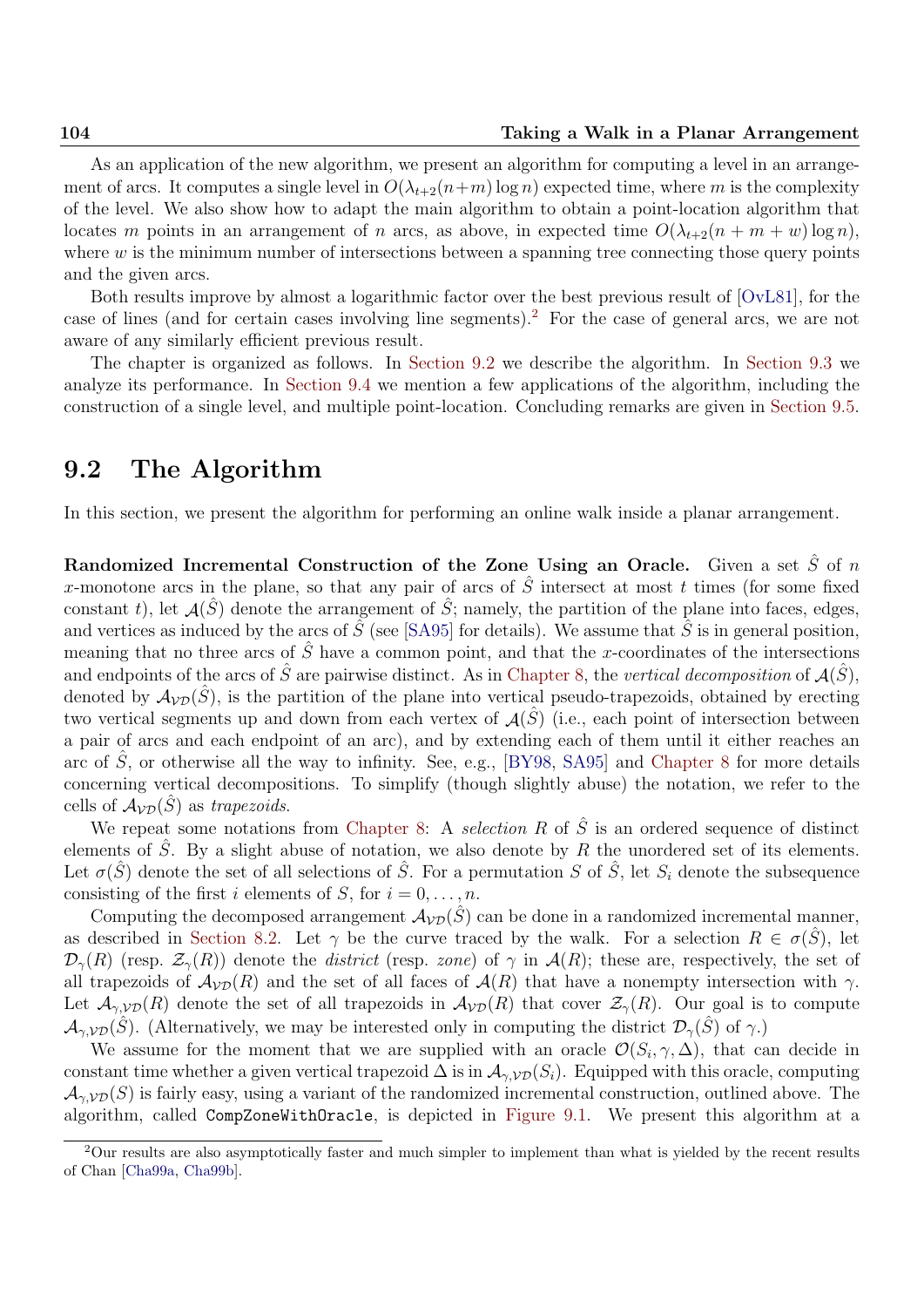As an application of the new algorithm, we present an algorithm for computing a level in an arrangement of arcs. It computes a single level in $O(\lambda_{t+2}(n+m)\log n)$ expected time, where $m$ is the complexity of the level. We also show how to adapt the main algorithm to obtain a point-location algorithm that locates $m$ points in an arrangement of $n$ arcs, as above, in expected time $O(\lambda_{t+2}(n+m+w)\log n)$, where $w$ is the minimum number of intersections between a spanning tree connecting those query points and the given arcs.

Both results improve by almost a logarithmic factor over the best previous result of [OvL81], for the case of lines (and for certain cases involving line segments).[2] For the case of general arcs, we are not aware of any similarly efficient previous result.

The chapter is organized as follows. In Section 9.2 we describe the algorithm. In Section 9.3 we analyze its performance. In Section 9.4 we mention a few applications of the algorithm, including the construction of a single level, and multiple point-location. Concluding remarks are given in Section 9.5.

## 9.2 The Algorithm

In this section, we present the algorithm for performing an online walk inside a planar arrangement.

**Randomized Incremental Construction of the Zone Using an Oracle.** Given a set $\hat{S}$ of $n$ $x$-monotone arcs in the plane, so that any pair of arcs of $\hat{S}$ intersect at most $t$ times (for some fixed constant $t$), let $\mathcal{A}(\hat{S})$ denote the arrangement of $\hat{S}$; namely, the partition of the plane into faces, edges, and vertices as induced by the arcs of $\hat{S}$ (see [SA95] for details). We assume that $\hat{S}$ is in general position, meaning that no three arcs of $\hat{S}$ have a common point, and that the $x$-coordinates of the intersections and endpoints of the arcs of $\hat{S}$ are pairwise distinct. As in Chapter 8, the *vertical decomposition* of $\mathcal{A}(\hat{S})$, denoted by $\mathcal{A}_{\mathcal{VD}}(\hat{S})$, is the partition of the plane into vertical pseudo-trapezoids, obtained by erecting two vertical segments up and down from each vertex of $\mathcal{A}(\hat{S})$ (i.e., each point of intersection between a pair of arcs and each endpoint of an arc), and by extending each of them until it either reaches an arc of $\hat{S}$, or otherwise all the way to infinity. See, e.g., [BY98, SA95] and Chapter 8 for more details concerning vertical decompositions. To simplify (though slightly abuse) the notation, we refer to the cells of $\mathcal{A}_{\mathcal{VD}}(\hat{S})$ as *trapezoids*.

We repeat some notations from Chapter 8: A *selection* $R$ of $\hat{S}$ is an ordered sequence of distinct elements of $\hat{S}$. By a slight abuse of notation, we also denote by $R$ the unordered set of its elements. Let $\sigma(\hat{S})$ denote the set of all selections of $\hat{S}$. For a permutation $S$ of $\hat{S}$, let $S_i$ denote the subsequence consisting of the first $i$ elements of $S$, for $i = 0, \ldots, n$.

Computing the decomposed arrangement $\mathcal{A}_{\mathcal{VD}}(\hat{S})$ can be done in a randomized incremental manner, as described in Section 8.2. Let $\gamma$ be the curve traced by the walk. For a selection $R \in \sigma(\hat{S})$, let $\mathcal{D}_\gamma(R)$ (resp. $\mathcal{Z}_\gamma(R)$) denote the *district* (resp. *zone*) of $\gamma$ in $\mathcal{A}(R)$; these are, respectively, the set of all trapezoids of $\mathcal{A}_{\mathcal{VD}}(R)$ and the set of all faces of $\mathcal{A}(R)$ that have a nonempty intersection with $\gamma$. Let $\mathcal{A}_{\gamma,\mathcal{VD}}(R)$ denote the set of all trapezoids in $\mathcal{A}_{\mathcal{VD}}(R)$ that cover $\mathcal{Z}_\gamma(R)$. Our goal is to compute $\mathcal{A}_{\gamma,\mathcal{VD}}(\hat{S})$. (Alternatively, we may be interested only in computing the district $\mathcal{D}_\gamma(\hat{S})$ of $\gamma$.)

We assume for the moment that we are supplied with an oracle $\mathcal{O}(S_i, \gamma, \Delta)$, that can decide in constant time whether a given vertical trapezoid $\Delta$ is in $\mathcal{A}_{\gamma,\mathcal{VD}}(S_i)$. Equipped with this oracle, computing $\mathcal{A}_{\gamma,\mathcal{VD}}(S)$ is fairly easy, using a variant of the randomized incremental construction, outlined above. The algorithm, called `CompZoneWithOracle`, is depicted in Figure 9.1. We present this algorithm at a

[2] Our results are also asymptotically faster and much simpler to implement than what is yielded by the recent results of Chan [Cha99a, Cha99b].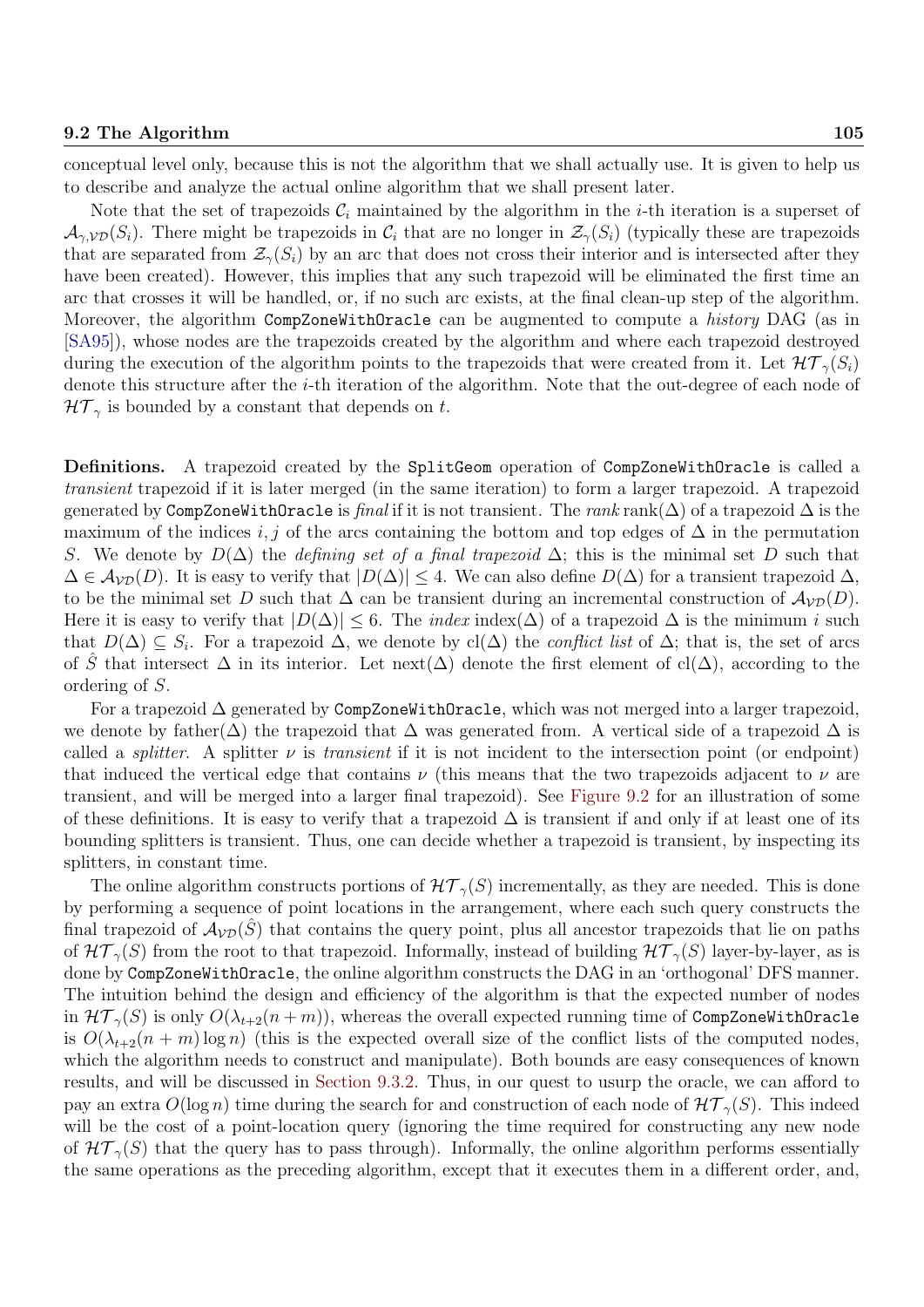conceptual level only, because this is not the algorithm that we shall actually use. It is given to help us to describe and analyze the actual online algorithm that we shall present later.

Note that the set of trapezoids $\mathcal{C}_i$ maintained by the algorithm in the $i$-th iteration is a superset of $\mathcal{A}_{\gamma,\mathcal{VD}}(S_i)$. There might be trapezoids in $\mathcal{C}_i$ that are no longer in $\mathcal{Z}_\gamma(S_i)$ (typically these are trapezoids that are separated from $\mathcal{Z}_\gamma(S_i)$ by an arc that does not cross their interior and is intersected after they have been created). However, this implies that any such trapezoid will be eliminated the first time an arc that crosses it will be handled, or, if no such arc exists, at the final clean-up step of the algorithm. Moreover, the algorithm `CompZoneWithOracle` can be augmented to compute a *history* DAG (as in [SA95]), whose nodes are the trapezoids created by the algorithm and where each trapezoid destroyed during the execution of the algorithm points to the trapezoids that were created from it. Let $\mathcal{HT}_\gamma(S_i)$ denote this structure after the $i$-th iteration of the algorithm. Note that the out-degree of each node of $\mathcal{HT}_\gamma$ is bounded by a constant that depends on $t$.

**Definitions.** A trapezoid created by the `SplitGeom` operation of `CompZoneWithOracle` is called a *transient* trapezoid if it is later merged (in the same iteration) to form a larger trapezoid. A trapezoid generated by `CompZoneWithOracle` is *final* if it is not transient. The *rank* $\operatorname{rank}(\Delta)$ of a trapezoid $\Delta$ is the maximum of the indices $i, j$ of the arcs containing the bottom and top edges of $\Delta$ in the permutation $S$. We denote by $D(\Delta)$ the *defining set of a final trapezoid* $\Delta$; this is the minimal set $D$ such that $\Delta \in \mathcal{A}_{\mathcal{VD}}(D)$. It is easy to verify that $|D(\Delta)| \le 4$. We can also define $D(\Delta)$ for a transient trapezoid $\Delta$, to be the minimal set $D$ such that $\Delta$ can be transient during an incremental construction of $\mathcal{A}_{\mathcal{VD}}(D)$. Here it is easy to verify that $|D(\Delta)| \le 6$. The *index* $\operatorname{index}(\Delta)$ of a trapezoid $\Delta$ is the minimum $i$ such that $D(\Delta) \subseteq S_i$. For a trapezoid $\Delta$, we denote by $\operatorname{cl}(\Delta)$ the *conflict list* of $\Delta$; that is, the set of arcs of $\hat{S}$ that intersect $\Delta$ in its interior. Let $\operatorname{next}(\Delta)$ denote the first element of $\operatorname{cl}(\Delta)$, according to the ordering of $S$.

For a trapezoid $\Delta$ generated by `CompZoneWithOracle`, which was not merged into a larger trapezoid, we denote by $\operatorname{father}(\Delta)$ the trapezoid that $\Delta$ was generated from. A vertical side of a trapezoid $\Delta$ is called a *splitter*. A splitter $\nu$ is *transient* if it is not incident to the intersection point (or endpoint) that induced the vertical edge that contains $\nu$ (this means that the two trapezoids adjacent to $\nu$ are transient, and will be merged into a larger final trapezoid). See Figure 9.2 for an illustration of some of these definitions. It is easy to verify that a trapezoid $\Delta$ is transient if and only if at least one of its bounding splitters is transient. Thus, one can decide whether a trapezoid is transient, by inspecting its splitters, in constant time.

The online algorithm constructs portions of $\mathcal{HT}_\gamma(S)$ incrementally, as they are needed. This is done by performing a sequence of point locations in the arrangement, where each such query constructs the final trapezoid of $\mathcal{A}_{\mathcal{VD}}(\hat{S})$ that contains the query point, plus all ancestor trapezoids that lie on paths of $\mathcal{HT}_\gamma(S)$ from the root to that trapezoid. Informally, instead of building $\mathcal{HT}_\gamma(S)$ layer-by-layer, as is done by `CompZoneWithOracle`, the online algorithm constructs the DAG in an 'orthogonal' DFS manner. The intuition behind the design and efficiency of the algorithm is that the expected number of nodes in $\mathcal{HT}_\gamma(S)$ is only $O(\lambda_{t+2}(n+m))$, whereas the overall expected running time of `CompZoneWithOracle` is $O(\lambda_{t+2}(n+m)\log n)$ (this is the expected overall size of the conflict lists of the computed nodes, which the algorithm needs to construct and manipulate). Both bounds are easy consequences of known results, and will be discussed in Section 9.3.2. Thus, in our quest to usurp the oracle, we can afford to pay an extra $O(\log n)$ time during the search for and construction of each node of $\mathcal{HT}_\gamma(S)$. This indeed will be the cost of a point-location query (ignoring the time required for constructing any new node of $\mathcal{HT}_\gamma(S)$ that the query has to pass through). Informally, the online algorithm performs essentially the same operations as the preceding algorithm, except that it executes them in a different order, and,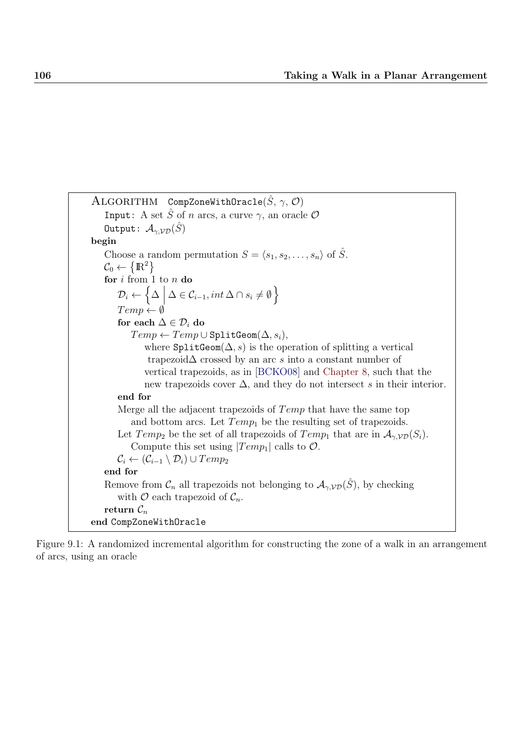```
ALGORITHM   CompZoneWithOracle(Ŝ, γ, 𝒪)
   Input: A set Ŝ of n arcs, a curve γ, an oracle 𝒪
   Output: 𝒜_{γ,𝒱𝒟}(Ŝ)
begin
   Choose a random permutation S = ⟨s_1, s_2, ..., s_n⟩ of Ŝ.
   𝒞_0 ← {ℝ²}
   for i from 1 to n do
      𝒟_i ← { Δ | Δ ∈ 𝒞_{i−1}, int Δ ∩ s_i ≠ ∅ }
      Temp ← ∅
      for each Δ ∈ 𝒟_i do
         Temp ← Temp ∪ SplitGeom(Δ, s_i),
            where SplitGeom(Δ, s) is the operation of splitting a vertical
             trapezoidΔ crossed by an arc s into a constant number of
            vertical trapezoids, as in [BCKO08] and Chapter 8, such that the
            new trapezoids cover Δ, and they do not intersect s in their interior.
      end for
      Merge all the adjacent trapezoids of Temp that have the same top
         and bottom arcs. Let Temp_1 be the resulting set of trapezoids.
      Let Temp_2 be the set of all trapezoids of Temp_1 that are in 𝒜_{γ,𝒱𝒟}(S_i).
         Compute this set using |Temp_1| calls to 𝒪.
      𝒞_i ← (𝒞_{i−1} \ 𝒟_i) ∪ Temp_2
   end for
   Remove from 𝒞_n all trapezoids not belonging to 𝒜_{γ,𝒱𝒟}(Ŝ), by checking
      with 𝒪 each trapezoid of 𝒞_n.
   return 𝒞_n
end CompZoneWithOracle
```

Figure 9.1: A randomized incremental algorithm for constructing the zone of a walk in an arrangement of arcs, using an oracle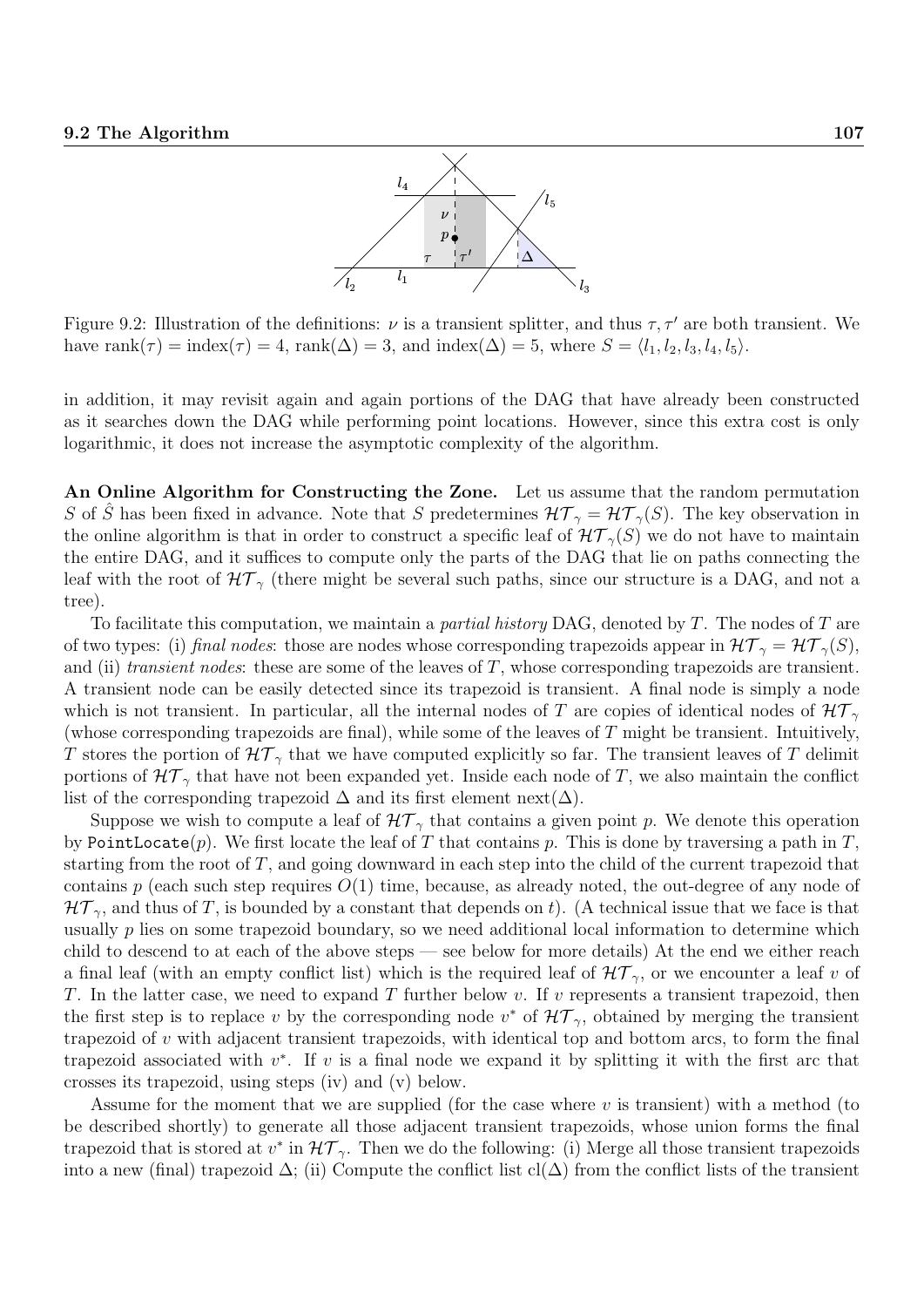Figure 9.2: Illustration of the definitions: $\nu$ is a transient splitter, and thus $\tau, \tau'$ are both transient. We have $\mathrm{rank}(\tau) = \mathrm{index}(\tau) = 4$, $\mathrm{rank}(\Delta) = 3$, and $\mathrm{index}(\Delta) = 5$, where $S = \langle l_1, l_2, l_3, l_4, l_5 \rangle$.

in addition, it may revisit again and again portions of the DAG that have already been constructed as it searches down the DAG while performing point locations. However, since this extra cost is only logarithmic, it does not increase the asymptotic complexity of the algorithm.

**An Online Algorithm for Constructing the Zone.** Let us assume that the random permutation $S$ of $\hat{S}$ has been fixed in advance. Note that $S$ predetermines $\mathcal{HT}_\gamma = \mathcal{HT}_\gamma(S)$. The key observation in the online algorithm is that in order to construct a specific leaf of $\mathcal{HT}_\gamma(S)$ we do not have to maintain the entire DAG, and it suffices to compute only the parts of the DAG that lie on paths connecting the leaf with the root of $\mathcal{HT}_\gamma$ (there might be several such paths, since our structure is a DAG, and not a tree).

To facilitate this computation, we maintain a *partial history* DAG, denoted by $T$. The nodes of $T$ are of two types: (i) *final nodes*: those are nodes whose corresponding trapezoids appear in $\mathcal{HT}_\gamma = \mathcal{HT}_\gamma(S)$, and (ii) *transient nodes*: these are some of the leaves of $T$, whose corresponding trapezoids are transient. A transient node can be easily detected since its trapezoid is transient. A final node is simply a node which is not transient. In particular, all the internal nodes of $T$ are copies of identical nodes of $\mathcal{HT}_\gamma$ (whose corresponding trapezoids are final), while some of the leaves of $T$ might be transient. Intuitively, $T$ stores the portion of $\mathcal{HT}_\gamma$ that we have computed explicitly so far. The transient leaves of $T$ delimit portions of $\mathcal{HT}_\gamma$ that have not been expanded yet. Inside each node of $T$, we also maintain the conflict list of the corresponding trapezoid $\Delta$ and its first element $\mathrm{next}(\Delta)$.

Suppose we wish to compute a leaf of $\mathcal{HT}_\gamma$ that contains a given point $p$. We denote this operation by `PointLocate`$(p)$. We first locate the leaf of $T$ that contains $p$. This is done by traversing a path in $T$, starting from the root of $T$, and going downward in each step into the child of the current trapezoid that contains $p$ (each such step requires $O(1)$ time, because, as already noted, the out-degree of any node of $\mathcal{HT}_\gamma$, and thus of $T$, is bounded by a constant that depends on $t$). (A technical issue that we face is that usually $p$ lies on some trapezoid boundary, so we need additional local information to determine which child to descend to at each of the above steps — see below for more details) At the end we either reach a final leaf (with an empty conflict list) which is the required leaf of $\mathcal{HT}_\gamma$, or we encounter a leaf $v$ of $T$. In the latter case, we need to expand $T$ further below $v$. If $v$ represents a transient trapezoid, then the first step is to replace $v$ by the corresponding node $v^*$ of $\mathcal{HT}_\gamma$, obtained by merging the transient trapezoid of $v$ with adjacent transient trapezoids, with identical top and bottom arcs, to form the final trapezoid associated with $v^*$. If $v$ is a final node we expand it by splitting it with the first arc that crosses its trapezoid, using steps (iv) and (v) below.

Assume for the moment that we are supplied (for the case where $v$ is transient) with a method (to be described shortly) to generate all those adjacent transient trapezoids, whose union forms the final trapezoid that is stored at $v^*$ in $\mathcal{HT}_\gamma$. Then we do the following: (i) Merge all those transient trapezoids into a new (final) trapezoid $\Delta$; (ii) Compute the conflict list $\mathrm{cl}(\Delta)$ from the conflict lists of the transient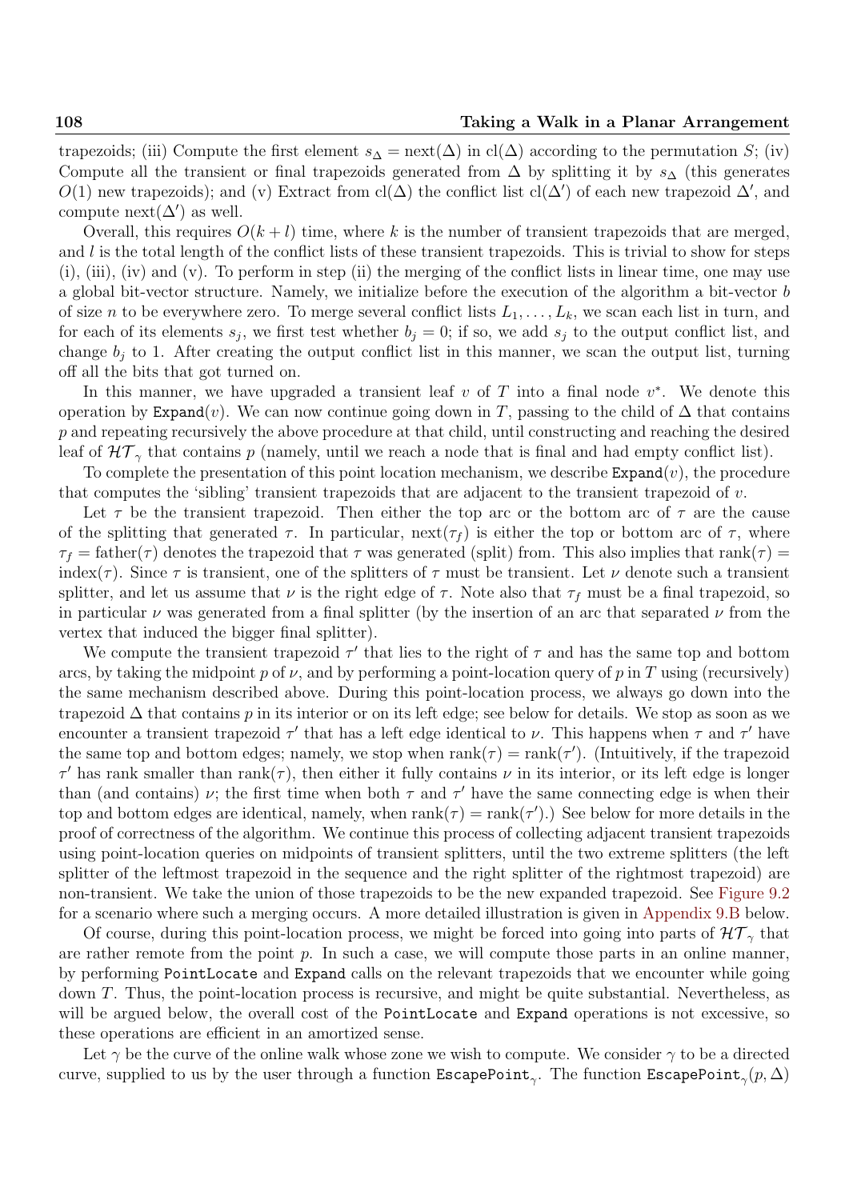trapezoids; (iii) Compute the first element $s_\Delta = \text{next}(\Delta)$ in $\text{cl}(\Delta)$ according to the permutation $S$; (iv) Compute all the transient or final trapezoids generated from $\Delta$ by splitting it by $s_\Delta$ (this generates $O(1)$ new trapezoids); and (v) Extract from $\text{cl}(\Delta)$ the conflict list $\text{cl}(\Delta')$ of each new trapezoid $\Delta'$, and compute $\text{next}(\Delta')$ as well.

Overall, this requires $O(k + l)$ time, where $k$ is the number of transient trapezoids that are merged, and $l$ is the total length of the conflict lists of these transient trapezoids. This is trivial to show for steps (i), (iii), (iv) and (v). To perform in step (ii) the merging of the conflict lists in linear time, one may use a global bit-vector structure. Namely, we initialize before the execution of the algorithm a bit-vector $b$ of size $n$ to be everywhere zero. To merge several conflict lists $L_1, \ldots, L_k$, we scan each list in turn, and for each of its elements $s_j$, we first test whether $b_j = 0$; if so, we add $s_j$ to the output conflict list, and change $b_j$ to 1. After creating the output conflict list in this manner, we scan the output list, turning off all the bits that got turned on.

In this manner, we have upgraded a transient leaf $v$ of $T$ into a final node $v^*$. We denote this operation by `Expand`$(v)$. We can now continue going down in $T$, passing to the child of $\Delta$ that contains $p$ and repeating recursively the above procedure at that child, until constructing and reaching the desired leaf of $\mathcal{HT}_\gamma$ that contains $p$ (namely, until we reach a node that is final and had empty conflict list).

To complete the presentation of this point location mechanism, we describe `Expand`$(v)$, the procedure that computes the 'sibling' transient trapezoids that are adjacent to the transient trapezoid of $v$.

Let $\tau$ be the transient trapezoid. Then either the top arc or the bottom arc of $\tau$ are the cause of the splitting that generated $\tau$. In particular, $\text{next}(\tau_f)$ is either the top or bottom arc of $\tau$, where $\tau_f = \text{father}(\tau)$ denotes the trapezoid that $\tau$ was generated (split) from. This also implies that $\text{rank}(\tau) = \text{index}(\tau)$. Since $\tau$ is transient, one of the splitters of $\tau$ must be transient. Let $\nu$ denote such a transient splitter, and let us assume that $\nu$ is the right edge of $\tau$. Note also that $\tau_f$ must be a final trapezoid, so in particular $\nu$ was generated from a final splitter (by the insertion of an arc that separated $\nu$ from the vertex that induced the bigger final splitter).

We compute the transient trapezoid $\tau'$ that lies to the right of $\tau$ and has the same top and bottom arcs, by taking the midpoint $p$ of $\nu$, and by performing a point-location query of $p$ in $T$ using (recursively) the same mechanism described above. During this point-location process, we always go down into the trapezoid $\Delta$ that contains $p$ in its interior or on its left edge; see below for details. We stop as soon as we encounter a transient trapezoid $\tau'$ that has a left edge identical to $\nu$. This happens when $\tau$ and $\tau'$ have the same top and bottom edges; namely, we stop when $\text{rank}(\tau) = \text{rank}(\tau')$. (Intuitively, if the trapezoid $\tau'$ has rank smaller than $\text{rank}(\tau)$, then either it fully contains $\nu$ in its interior, or its left edge is longer than (and contains) $\nu$; the first time when both $\tau$ and $\tau'$ have the same connecting edge is when their top and bottom edges are identical, namely, when $\text{rank}(\tau) = \text{rank}(\tau')$.) See below for more details in the proof of correctness of the algorithm. We continue this process of collecting adjacent transient trapezoids using point-location queries on midpoints of transient splitters, until the two extreme splitters (the left splitter of the leftmost trapezoid in the sequence and the right splitter of the rightmost trapezoid) are non-transient. We take the union of those trapezoids to be the new expanded trapezoid. See Figure 9.2 for a scenario where such a merging occurs. A more detailed illustration is given in Appendix 9.B below.

Of course, during this point-location process, we might be forced into going into parts of $\mathcal{HT}_\gamma$ that are rather remote from the point $p$. In such a case, we will compute those parts in an online manner, by performing `PointLocate` and `Expand` calls on the relevant trapezoids that we encounter while going down $T$. Thus, the point-location process is recursive, and might be quite substantial. Nevertheless, as will be argued below, the overall cost of the `PointLocate` and `Expand` operations is not excessive, so these operations are efficient in an amortized sense.

Let $\gamma$ be the curve of the online walk whose zone we wish to compute. We consider $\gamma$ to be a directed curve, supplied to us by the user through a function `EscapePoint`$_\gamma$. The function `EscapePoint`$_\gamma(p, \Delta)$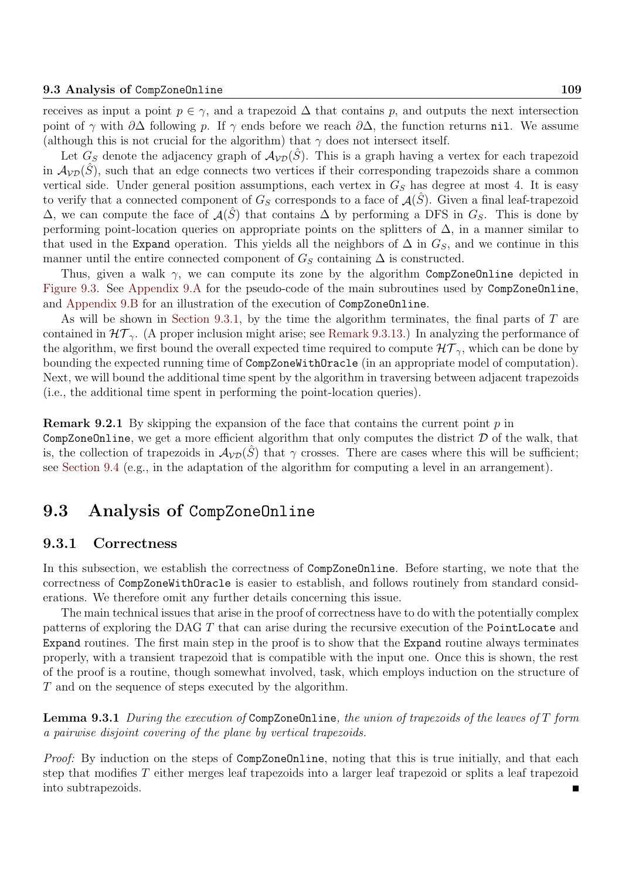receives as input a point $p \in \gamma$, and a trapezoid $\Delta$ that contains $p$, and outputs the next intersection point of $\gamma$ with $\partial\Delta$ following $p$. If $\gamma$ ends before we reach $\partial\Delta$, the function returns `nil`. We assume (although this is not crucial for the algorithm) that $\gamma$ does not intersect itself.

Let $G_S$ denote the adjacency graph of $\mathcal{A}_{\mathcal{VD}}(\hat{S})$. This is a graph having a vertex for each trapezoid in $\mathcal{A}_{\mathcal{VD}}(\hat{S})$, such that an edge connects two vertices if their corresponding trapezoids share a common vertical side. Under general position assumptions, each vertex in $G_S$ has degree at most 4. It is easy to verify that a connected component of $G_S$ corresponds to a face of $\mathcal{A}(\hat{S})$. Given a final leaf-trapezoid $\Delta$, we can compute the face of $\mathcal{A}(\hat{S})$ that contains $\Delta$ by performing a DFS in $G_S$. This is done by performing point-location queries on appropriate points on the splitters of $\Delta$, in a manner similar to that used in the `Expand` operation. This yields all the neighbors of $\Delta$ in $G_S$, and we continue in this manner until the entire connected component of $G_S$ containing $\Delta$ is constructed.

Thus, given a walk $\gamma$, we can compute its zone by the algorithm `CompZoneOnline` depicted in Figure 9.3. See Appendix 9.A for the pseudo-code of the main subroutines used by `CompZoneOnline`, and Appendix 9.B for an illustration of the execution of `CompZoneOnline`.

As will be shown in Section 9.3.1, by the time the algorithm terminates, the final parts of $T$ are contained in $\mathcal{HT}_\gamma$. (A proper inclusion might arise; see Remark 9.3.13.) In analyzing the performance of the algorithm, we first bound the overall expected time required to compute $\mathcal{HT}_\gamma$, which can be done by bounding the expected running time of `CompZoneWithOracle` (in an appropriate model of computation). Next, we will bound the additional time spent by the algorithm in traversing between adjacent trapezoids (i.e., the additional time spent in performing the point-location queries).

**Remark 9.2.1** By skipping the expansion of the face that contains the current point $p$ in `CompZoneOnline`, we get a more efficient algorithm that only computes the district $\mathcal{D}$ of the walk, that is, the collection of trapezoids in $\mathcal{A}_{\mathcal{VD}}(\hat{S})$ that $\gamma$ crosses. There are cases where this will be sufficient; see Section 9.4 (e.g., in the adaptation of the algorithm for computing a level in an arrangement).

## 9.3 Analysis of `CompZoneOnline`

### 9.3.1 Correctness

In this subsection, we establish the correctness of `CompZoneOnline`. Before starting, we note that the correctness of `CompZoneWithOracle` is easier to establish, and follows routinely from standard considerations. We therefore omit any further details concerning this issue.

The main technical issues that arise in the proof of correctness have to do with the potentially complex patterns of exploring the DAG $T$ that can arise during the recursive execution of the `PointLocate` and `Expand` routines. The first main step in the proof is to show that the `Expand` routine always terminates properly, with a transient trapezoid that is compatible with the input one. Once this is shown, the rest of the proof is a routine, though somewhat involved, task, which employs induction on the structure of $T$ and on the sequence of steps executed by the algorithm.

**Lemma 9.3.1** *During the execution of* `CompZoneOnline`*, the union of trapezoids of the leaves of* $T$ *form a pairwise disjoint covering of the plane by vertical trapezoids.*

*Proof:* By induction on the steps of `CompZoneOnline`, noting that this is true initially, and that each step that modifies $T$ either merges leaf trapezoids into a larger leaf trapezoid or splits a leaf trapezoid into subtrapezoids. ∎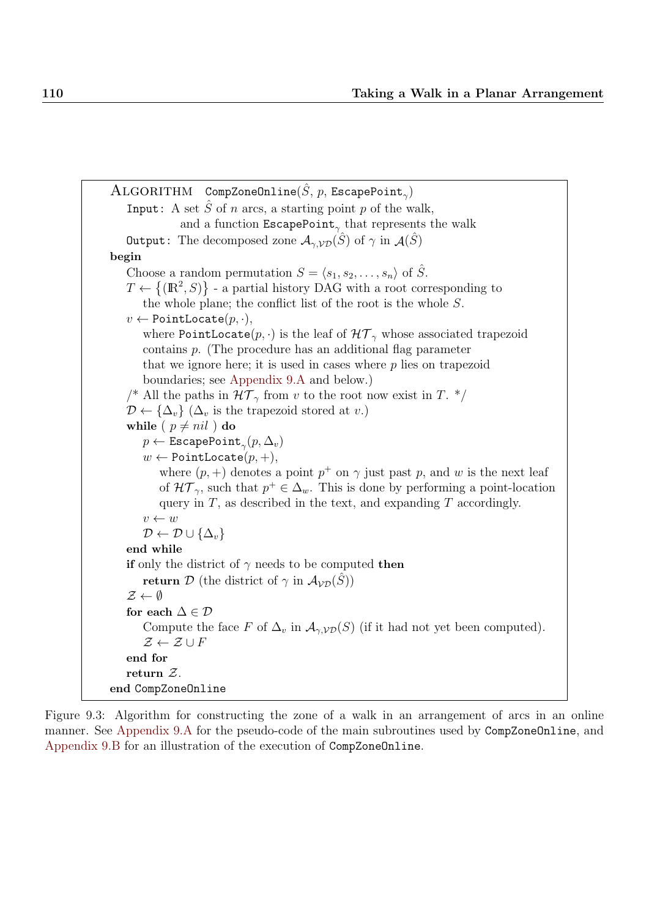```
ALGORITHM   CompZoneOnline(Ŝ, p, EscapePoint_γ)
   Input: A set Ŝ of n arcs, a starting point p of the walk,
          and a function EscapePoint_γ that represents the walk
   Output: The decomposed zone A_{γ,VD}(Ŝ) of γ in A(Ŝ)
begin
   Choose a random permutation S = ⟨s_1, s_2, ..., s_n⟩ of Ŝ.
   T ← {(ℝ², S)} - a partial history DAG with a root corresponding to
      the whole plane; the conflict list of the root is the whole S.
   v ← PointLocate(p, ·),
      where PointLocate(p, ·) is the leaf of HT_γ whose associated trapezoid
      contains p. (The procedure has an additional flag parameter
      that we ignore here; it is used in cases where p lies on trapezoid
      boundaries; see Appendix 9.A and below.)
   /* All the paths in HT_γ from v to the root now exist in T. */
   D ← {Δ_v} (Δ_v is the trapezoid stored at v.)
   while ( p ≠ nil ) do
      p ← EscapePoint_γ(p, Δ_v)
      w ← PointLocate(p, +),
         where (p, +) denotes a point p⁺ on γ just past p, and w is the next leaf
         of HT_γ, such that p⁺ ∈ Δ_w. This is done by performing a point-location
         query in T, as described in the text, and expanding T accordingly.
      v ← w
      D ← D ∪ {Δ_v}
   end while
   if only the district of γ needs to be computed then
      return D (the district of γ in A_VD(Ŝ))
   Z ← ∅
   for each Δ ∈ D
      Compute the face F of Δ_v in A_{γ,VD}(S) (if it had not yet been computed).
      Z ← Z ∪ F
   end for
   return Z.
end CompZoneOnline
```

Figure 9.3: Algorithm for constructing the zone of a walk in an arrangement of arcs in an online manner. See Appendix 9.A for the pseudo-code of the main subroutines used by CompZoneOnline, and Appendix 9.B for an illustration of the execution of CompZoneOnline.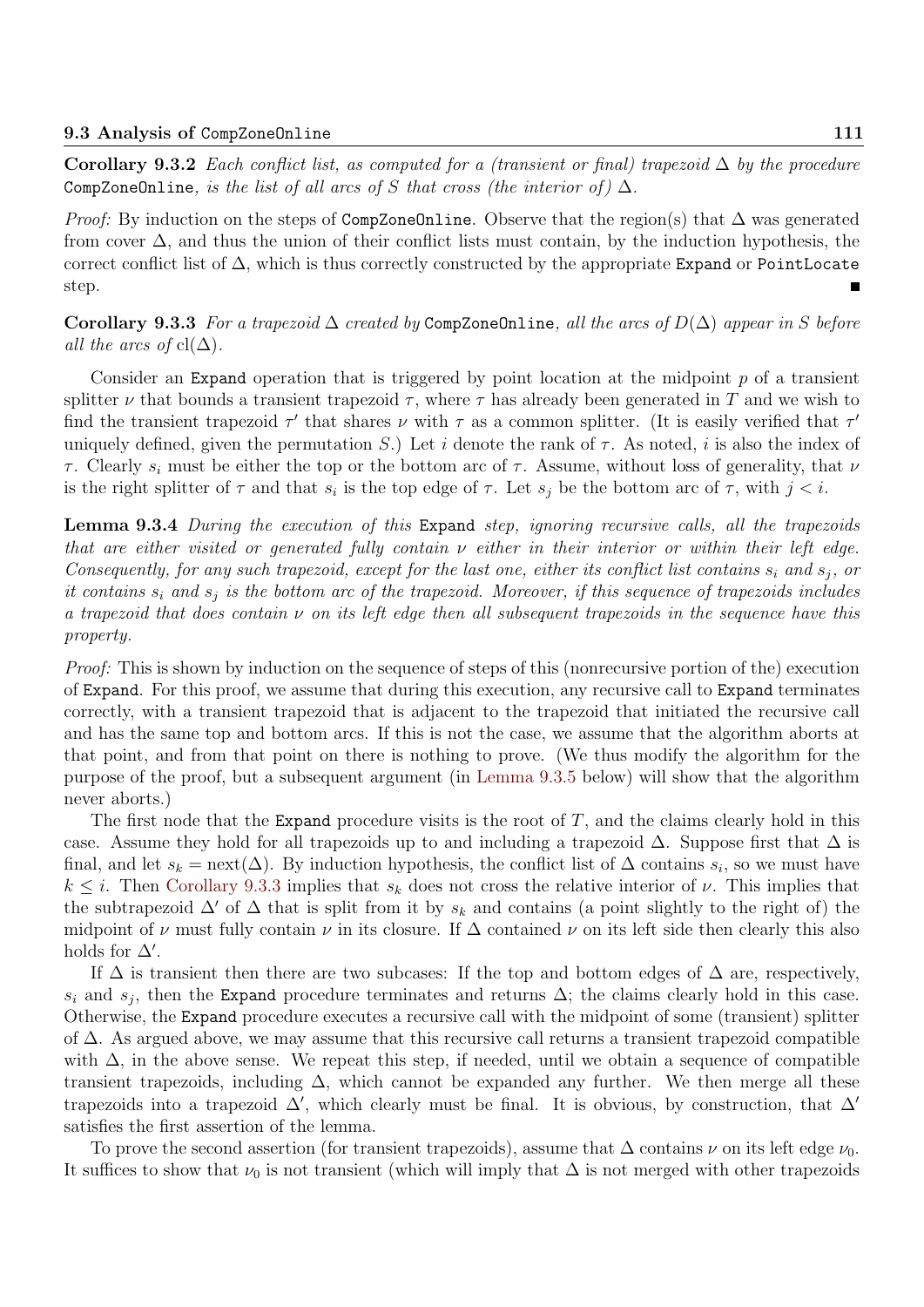**Corollary 9.3.2** *Each conflict list, as computed for a (transient or final) trapezoid* $\Delta$ *by the procedure* `CompZoneOnline`*, is the list of all arcs of* $S$ *that cross (the interior of)* $\Delta$*.*

*Proof:* By induction on the steps of `CompZoneOnline`. Observe that the region(s) that $\Delta$ was generated from cover $\Delta$, and thus the union of their conflict lists must contain, by the induction hypothesis, the correct conflict list of $\Delta$, which is thus correctly constructed by the appropriate `Expand` or `PointLocate` step. ∎

**Corollary 9.3.3** *For a trapezoid* $\Delta$ *created by* `CompZoneOnline`*, all the arcs of* $D(\Delta)$ *appear in* $S$ *before all the arcs of* $\mathrm{cl}(\Delta)$*.*

Consider an `Expand` operation that is triggered by point location at the midpoint $p$ of a transient splitter $\nu$ that bounds a transient trapezoid $\tau$, where $\tau$ has already been generated in $T$ and we wish to find the transient trapezoid $\tau'$ that shares $\nu$ with $\tau$ as a common splitter. (It is easily verified that $\tau'$ uniquely defined, given the permutation $S$.) Let $i$ denote the rank of $\tau$. As noted, $i$ is also the index of $\tau$. Clearly $s_i$ must be either the top or the bottom arc of $\tau$. Assume, without loss of generality, that $\nu$ is the right splitter of $\tau$ and that $s_i$ is the top edge of $\tau$. Let $s_j$ be the bottom arc of $\tau$, with $j < i$.

**Lemma 9.3.4** *During the execution of this* `Expand` *step, ignoring recursive calls, all the trapezoids that are either visited or generated fully contain* $\nu$ *either in their interior or within their left edge. Consequently, for any such trapezoid, except for the last one, either its conflict list contains* $s_i$ *and* $s_j$*, or it contains* $s_i$ *and* $s_j$ *is the bottom arc of the trapezoid. Moreover, if this sequence of trapezoids includes a trapezoid that does contain* $\nu$ *on its left edge then all subsequent trapezoids in the sequence have this property.*

*Proof:* This is shown by induction on the sequence of steps of this (nonrecursive portion of the) execution of `Expand`. For this proof, we assume that during this execution, any recursive call to `Expand` terminates correctly, with a transient trapezoid that is adjacent to the trapezoid that initiated the recursive call and has the same top and bottom arcs. If this is not the case, we assume that the algorithm aborts at that point, and from that point on there is nothing to prove. (We thus modify the algorithm for the purpose of the proof, but a subsequent argument (in Lemma 9.3.5 below) will show that the algorithm never aborts.)

The first node that the `Expand` procedure visits is the root of $T$, and the claims clearly hold in this case. Assume they hold for all trapezoids up to and including a trapezoid $\Delta$. Suppose first that $\Delta$ is final, and let $s_k = \mathrm{next}(\Delta)$. By induction hypothesis, the conflict list of $\Delta$ contains $s_i$, so we must have $k \le i$. Then Corollary 9.3.3 implies that $s_k$ does not cross the relative interior of $\nu$. This implies that the subtrapezoid $\Delta'$ of $\Delta$ that is split from it by $s_k$ and contains (a point slightly to the right of) the midpoint of $\nu$ must fully contain $\nu$ in its closure. If $\Delta$ contained $\nu$ on its left side then clearly this also holds for $\Delta'$.

If $\Delta$ is transient then there are two subcases: If the top and bottom edges of $\Delta$ are, respectively, $s_i$ and $s_j$, then the `Expand` procedure terminates and returns $\Delta$; the claims clearly hold in this case. Otherwise, the `Expand` procedure executes a recursive call with the midpoint of some (transient) splitter of $\Delta$. As argued above, we may assume that this recursive call returns a transient trapezoid compatible with $\Delta$, in the above sense. We repeat this step, if needed, until we obtain a sequence of compatible transient trapezoids, including $\Delta$, which cannot be expanded any further. We then merge all these trapezoids into a trapezoid $\Delta'$, which clearly must be final. It is obvious, by construction, that $\Delta'$ satisfies the first assertion of the lemma.

To prove the second assertion (for transient trapezoids), assume that $\Delta$ contains $\nu$ on its left edge $\nu_0$. It suffices to show that $\nu_0$ is not transient (which will imply that $\Delta$ is not merged with other trapezoids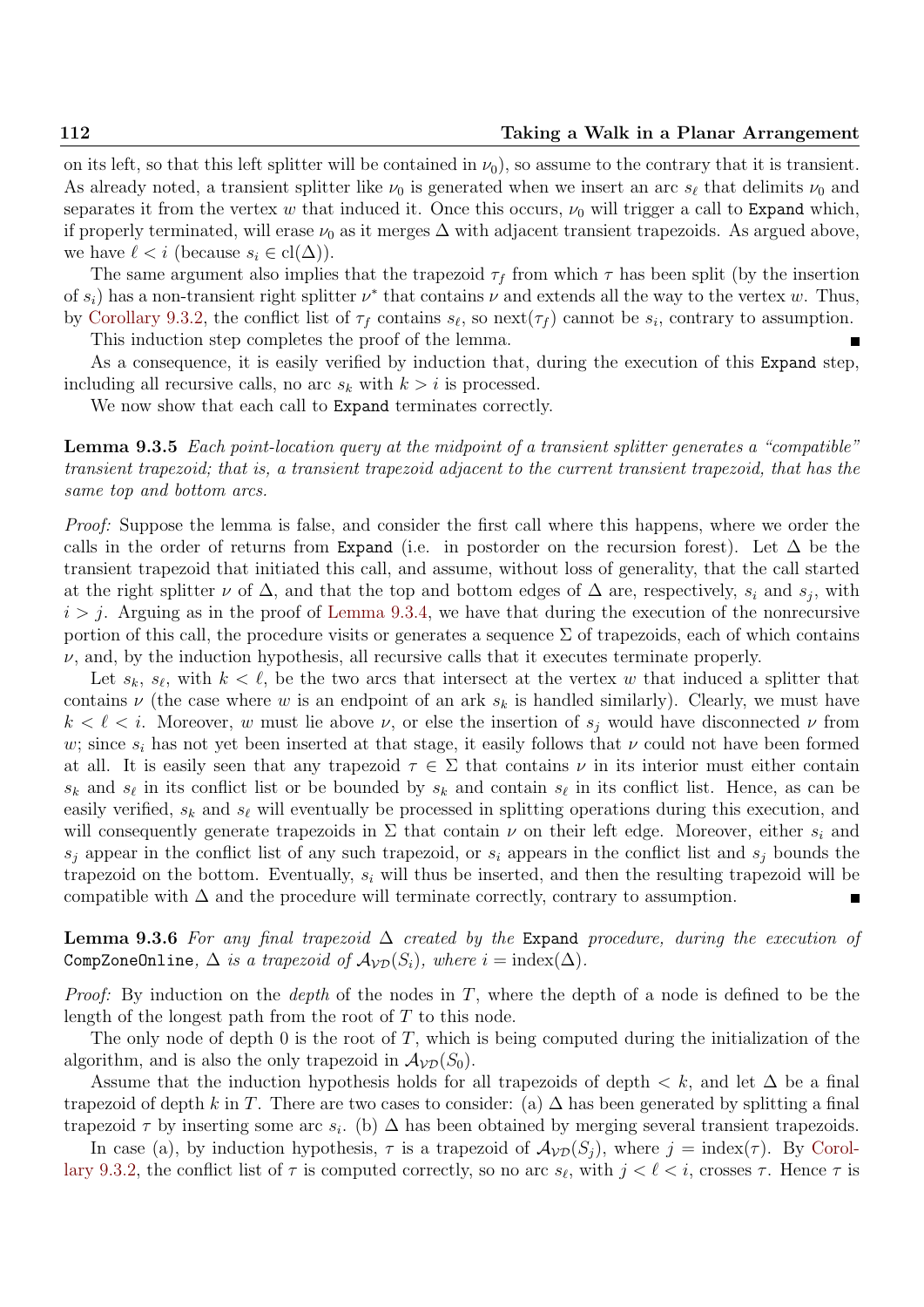on its left, so that this left splitter will be contained in $\nu_0$), so assume to the contrary that it is transient. As already noted, a transient splitter like $\nu_0$ is generated when we insert an arc $s_\ell$ that delimits $\nu_0$ and separates it from the vertex $w$ that induced it. Once this occurs, $\nu_0$ will trigger a call to `Expand` which, if properly terminated, will erase $\nu_0$ as it merges $\Delta$ with adjacent transient trapezoids. As argued above, we have $\ell < i$ (because $s_i \in \mathrm{cl}(\Delta)$).

The same argument also implies that the trapezoid $\tau_f$ from which $\tau$ has been split (by the insertion of $s_i$) has a non-transient right splitter $\nu^*$ that contains $\nu$ and extends all the way to the vertex $w$. Thus, by Corollary 9.3.2, the conflict list of $\tau_f$ contains $s_\ell$, so $\mathrm{next}(\tau_f)$ cannot be $s_i$, contrary to assumption.

This induction step completes the proof of the lemma. ∎

As a consequence, it is easily verified by induction that, during the execution of this `Expand` step, including all recursive calls, no arc $s_k$ with $k > i$ is processed.

We now show that each call to `Expand` terminates correctly.

**Lemma 9.3.5** *Each point-location query at the midpoint of a transient splitter generates a "compatible" transient trapezoid; that is, a transient trapezoid adjacent to the current transient trapezoid, that has the same top and bottom arcs.*

*Proof:* Suppose the lemma is false, and consider the first call where this happens, where we order the calls in the order of returns from `Expand` (i.e. in postorder on the recursion forest). Let $\Delta$ be the transient trapezoid that initiated this call, and assume, without loss of generality, that the call started at the right splitter $\nu$ of $\Delta$, and that the top and bottom edges of $\Delta$ are, respectively, $s_i$ and $s_j$, with $i > j$. Arguing as in the proof of Lemma 9.3.4, we have that during the execution of the nonrecursive portion of this call, the procedure visits or generates a sequence $\Sigma$ of trapezoids, each of which contains $\nu$, and, by the induction hypothesis, all recursive calls that it executes terminate properly.

Let $s_k$, $s_\ell$, with $k < \ell$, be the two arcs that intersect at the vertex $w$ that induced a splitter that contains $\nu$ (the case where $w$ is an endpoint of an ark $s_k$ is handled similarly). Clearly, we must have $k < \ell < i$. Moreover, $w$ must lie above $\nu$, or else the insertion of $s_j$ would have disconnected $\nu$ from $w$; since $s_i$ has not yet been inserted at that stage, it easily follows that $\nu$ could not have been formed at all. It is easily seen that any trapezoid $\tau \in \Sigma$ that contains $\nu$ in its interior must either contain $s_k$ and $s_\ell$ in its conflict list or be bounded by $s_k$ and contain $s_\ell$ in its conflict list. Hence, as can be easily verified, $s_k$ and $s_\ell$ will eventually be processed in splitting operations during this execution, and will consequently generate trapezoids in $\Sigma$ that contain $\nu$ on their left edge. Moreover, either $s_i$ and $s_j$ appear in the conflict list of any such trapezoid, or $s_i$ appears in the conflict list and $s_j$ bounds the trapezoid on the bottom. Eventually, $s_i$ will thus be inserted, and then the resulting trapezoid will be compatible with $\Delta$ and the procedure will terminate correctly, contrary to assumption. ∎

**Lemma 9.3.6** *For any final trapezoid $\Delta$ created by the* `Expand` *procedure, during the execution of* `CompZoneOnline`*, $\Delta$ is a trapezoid of $\mathcal{A}_{\mathcal{VD}}(S_i)$, where $i = \mathrm{index}(\Delta)$.*

*Proof:* By induction on the *depth* of the nodes in $T$, where the depth of a node is defined to be the length of the longest path from the root of $T$ to this node.

The only node of depth 0 is the root of $T$, which is being computed during the initialization of the algorithm, and is also the only trapezoid in $\mathcal{A}_{\mathcal{VD}}(S_0)$.

Assume that the induction hypothesis holds for all trapezoids of depth $< k$, and let $\Delta$ be a final trapezoid of depth $k$ in $T$. There are two cases to consider: (a) $\Delta$ has been generated by splitting a final trapezoid $\tau$ by inserting some arc $s_i$. (b) $\Delta$ has been obtained by merging several transient trapezoids.

In case (a), by induction hypothesis, $\tau$ is a trapezoid of $\mathcal{A}_{\mathcal{VD}}(S_j)$, where $j = \mathrm{index}(\tau)$. By Corollary 9.3.2, the conflict list of $\tau$ is computed correctly, so no arc $s_\ell$, with $j < \ell < i$, crosses $\tau$. Hence $\tau$ is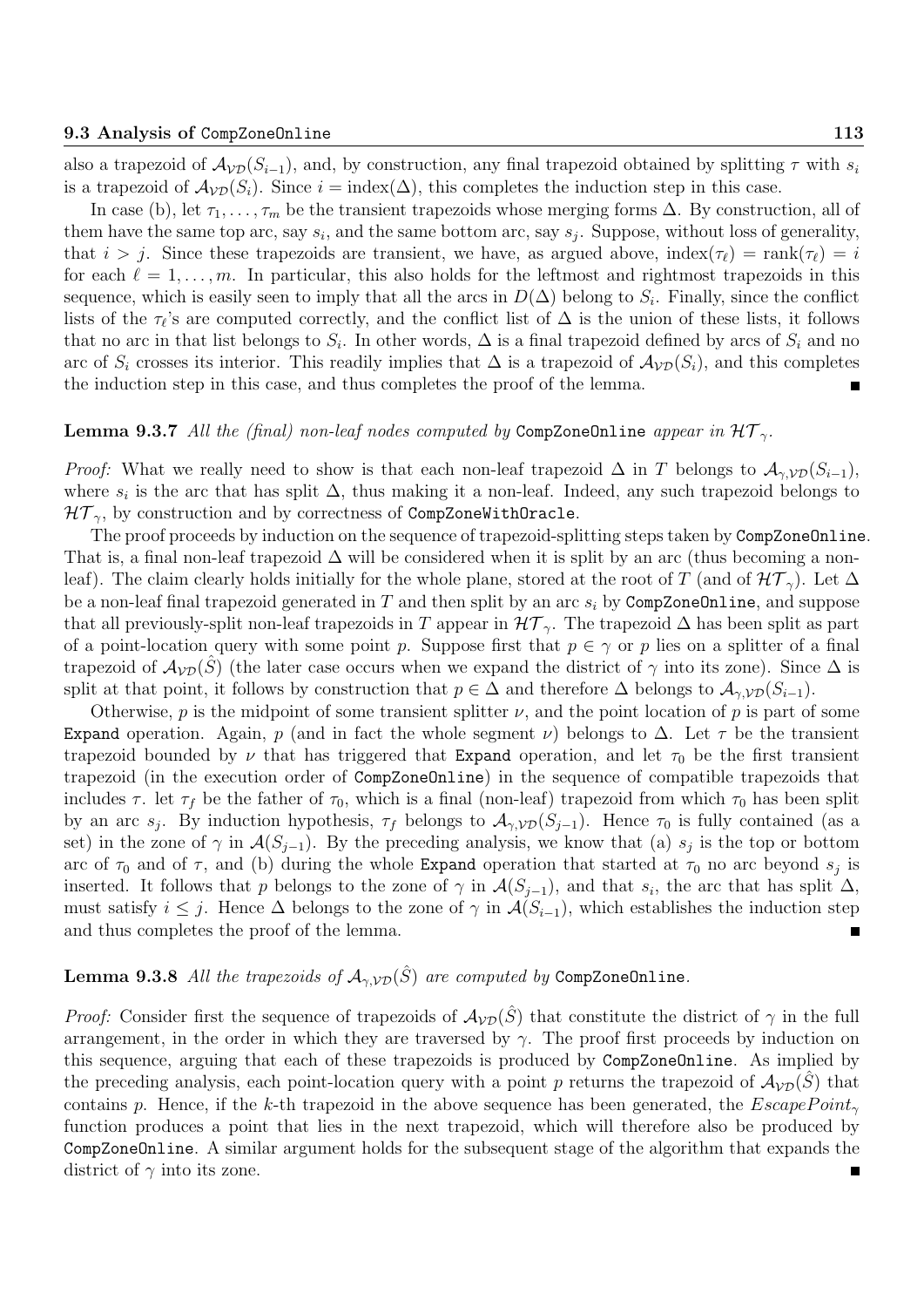also a trapezoid of $\mathcal{A}_{\mathcal{VD}}(S_{i-1})$, and, by construction, any final trapezoid obtained by splitting $\tau$ with $s_i$ is a trapezoid of $\mathcal{A}_{\mathcal{VD}}(S_i)$. Since $i = \text{index}(\Delta)$, this completes the induction step in this case.

In case (b), let $\tau_1, \ldots, \tau_m$ be the transient trapezoids whose merging forms $\Delta$. By construction, all of them have the same top arc, say $s_i$, and the same bottom arc, say $s_j$. Suppose, without loss of generality, that $i > j$. Since these trapezoids are transient, we have, as argued above, $\text{index}(\tau_\ell) = \text{rank}(\tau_\ell) = i$ for each $\ell = 1, \ldots, m$. In particular, this also holds for the leftmost and rightmost trapezoids in this sequence, which is easily seen to imply that all the arcs in $D(\Delta)$ belong to $S_i$. Finally, since the conflict lists of the $\tau_\ell$'s are computed correctly, and the conflict list of $\Delta$ is the union of these lists, it follows that no arc in that list belongs to $S_i$. In other words, $\Delta$ is a final trapezoid defined by arcs of $S_i$ and no arc of $S_i$ crosses its interior. This readily implies that $\Delta$ is a trapezoid of $\mathcal{A}_{\mathcal{VD}}(S_i)$, and this completes the induction step in this case, and thus completes the proof of the lemma. ∎

**Lemma 9.3.7** *All the (final) non-leaf nodes computed by* `CompZoneOnline` *appear in* $\mathcal{HT}_\gamma$.

*Proof:* What we really need to show is that each non-leaf trapezoid $\Delta$ in $T$ belongs to $\mathcal{A}_{\gamma,\mathcal{VD}}(S_{i-1})$, where $s_i$ is the arc that has split $\Delta$, thus making it a non-leaf. Indeed, any such trapezoid belongs to $\mathcal{HT}_\gamma$, by construction and by correctness of `CompZoneWithOracle`.

The proof proceeds by induction on the sequence of trapezoid-splitting steps taken by `CompZoneOnline`. That is, a final non-leaf trapezoid $\Delta$ will be considered when it is split by an arc (thus becoming a non-leaf). The claim clearly holds initially for the whole plane, stored at the root of $T$ (and of $\mathcal{HT}_\gamma$). Let $\Delta$ be a non-leaf final trapezoid generated in $T$ and then split by an arc $s_i$ by `CompZoneOnline`, and suppose that all previously-split non-leaf trapezoids in $T$ appear in $\mathcal{HT}_\gamma$. The trapezoid $\Delta$ has been split as part of a point-location query with some point $p$. Suppose first that $p \in \gamma$ or $p$ lies on a splitter of a final trapezoid of $\mathcal{A}_{\mathcal{VD}}(\hat{S})$ (the later case occurs when we expand the district of $\gamma$ into its zone). Since $\Delta$ is split at that point, it follows by construction that $p \in \Delta$ and therefore $\Delta$ belongs to $\mathcal{A}_{\gamma,\mathcal{VD}}(S_{i-1})$.

Otherwise, $p$ is the midpoint of some transient splitter $\nu$, and the point location of $p$ is part of some `Expand` operation. Again, $p$ (and in fact the whole segment $\nu$) belongs to $\Delta$. Let $\tau$ be the transient trapezoid bounded by $\nu$ that has triggered that `Expand` operation, and let $\tau_0$ be the first transient trapezoid (in the execution order of `CompZoneOnline`) in the sequence of compatible trapezoids that includes $\tau$. let $\tau_f$ be the father of $\tau_0$, which is a final (non-leaf) trapezoid from which $\tau_0$ has been split by an arc $s_j$. By induction hypothesis, $\tau_f$ belongs to $\mathcal{A}_{\gamma,\mathcal{VD}}(S_{j-1})$. Hence $\tau_0$ is fully contained (as a set) in the zone of $\gamma$ in $\mathcal{A}(S_{j-1})$. By the preceding analysis, we know that (a) $s_j$ is the top or bottom arc of $\tau_0$ and of $\tau$, and (b) during the whole `Expand` operation that started at $\tau_0$ no arc beyond $s_j$ is inserted. It follows that $p$ belongs to the zone of $\gamma$ in $\mathcal{A}(S_{j-1})$, and that $s_i$, the arc that has split $\Delta$, must satisfy $i \le j$. Hence $\Delta$ belongs to the zone of $\gamma$ in $\mathcal{A}(S_{i-1})$, which establishes the induction step and thus completes the proof of the lemma. ∎

**Lemma 9.3.8** *All the trapezoids of* $\mathcal{A}_{\gamma,\mathcal{VD}}(\hat{S})$ *are computed by* `CompZoneOnline`.

*Proof:* Consider first the sequence of trapezoids of $\mathcal{A}_{\mathcal{VD}}(\hat{S})$ that constitute the district of $\gamma$ in the full arrangement, in the order in which they are traversed by $\gamma$. The proof first proceeds by induction on this sequence, arguing that each of these trapezoids is produced by `CompZoneOnline`. As implied by the preceding analysis, each point-location query with a point $p$ returns the trapezoid of $\mathcal{A}_{\mathcal{VD}}(\hat{S})$ that contains $p$. Hence, if the $k$-th trapezoid in the above sequence has been generated, the $EscapePoint_\gamma$ function produces a point that lies in the next trapezoid, which will therefore also be produced by `CompZoneOnline`. A similar argument holds for the subsequent stage of the algorithm that expands the district of $\gamma$ into its zone. ∎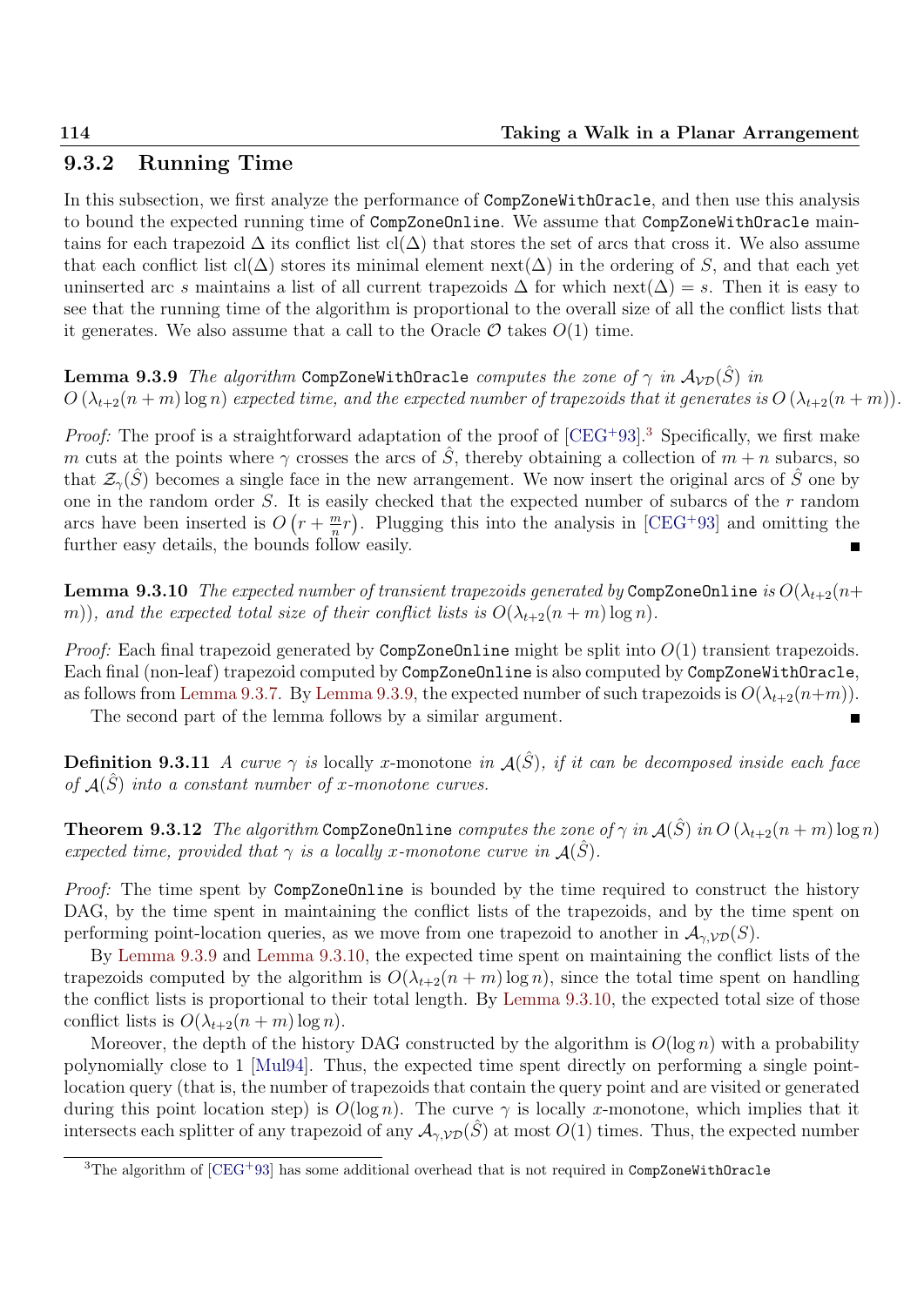### 9.3.2 Running Time

In this subsection, we first analyze the performance of `CompZoneWithOracle`, and then use this analysis to bound the expected running time of `CompZoneOnline`. We assume that `CompZoneWithOracle` maintains for each trapezoid $\Delta$ its conflict list $\mathrm{cl}(\Delta)$ that stores the set of arcs that cross it. We also assume that each conflict list $\mathrm{cl}(\Delta)$ stores its minimal element $\mathrm{next}(\Delta)$ in the ordering of $S$, and that each yet uninserted arc $s$ maintains a list of all current trapezoids $\Delta$ for which $\mathrm{next}(\Delta) = s$. Then it is easy to see that the running time of the algorithm is proportional to the overall size of all the conflict lists that it generates. We also assume that a call to the Oracle $\mathcal{O}$ takes $O(1)$ time.

**Lemma 9.3.9** *The algorithm* `CompZoneWithOracle` *computes the zone of* $\gamma$ *in* $\mathcal{A}_{\mathcal{VD}}(\hat{S})$ *in* $O\left(\lambda_{t+2}(n+m)\log n\right)$ *expected time, and the expected number of trapezoids that it generates is* $O\left(\lambda_{t+2}(n+m)\right)$.

*Proof:* The proof is a straightforward adaptation of the proof of [CEG+93].[3] Specifically, we first make $m$ cuts at the points where $\gamma$ crosses the arcs of $\hat{S}$, thereby obtaining a collection of $m+n$ subarcs, so that $\mathcal{Z}_\gamma(\hat{S})$ becomes a single face in the new arrangement. We now insert the original arcs of $\hat{S}$ one by one in the random order $S$. It is easily checked that the expected number of subarcs of the $r$ random arcs have been inserted is $O\left(r + \frac{m}{n}r\right)$. Plugging this into the analysis in [CEG+93] and omitting the further easy details, the bounds follow easily. ∎

**Lemma 9.3.10** *The expected number of transient trapezoids generated by* `CompZoneOnline` *is* $O(\lambda_{t+2}(n+m))$*, and the expected total size of their conflict lists is* $O(\lambda_{t+2}(n+m)\log n)$.

*Proof:* Each final trapezoid generated by `CompZoneOnline` might be split into $O(1)$ transient trapezoids. Each final (non-leaf) trapezoid computed by `CompZoneOnline` is also computed by `CompZoneWithOracle`, as follows from Lemma 9.3.7. By Lemma 9.3.9, the expected number of such trapezoids is $O(\lambda_{t+2}(n+m))$.

The second part of the lemma follows by a similar argument. ∎

**Definition 9.3.11** *A curve* $\gamma$ *is* locally $x$-monotone *in* $\mathcal{A}(\hat{S})$*, if it can be decomposed inside each face of* $\mathcal{A}(\hat{S})$ *into a constant number of* $x$*-monotone curves.*

**Theorem 9.3.12** *The algorithm* `CompZoneOnline` *computes the zone of* $\gamma$ *in* $\mathcal{A}(\hat{S})$ *in* $O\left(\lambda_{t+2}(n+m)\log n\right)$ *expected time, provided that* $\gamma$ *is a locally* $x$*-monotone curve in* $\mathcal{A}(\hat{S})$.

*Proof:* The time spent by `CompZoneOnline` is bounded by the time required to construct the history DAG, by the time spent in maintaining the conflict lists of the trapezoids, and by the time spent on performing point-location queries, as we move from one trapezoid to another in $\mathcal{A}_{\gamma,\mathcal{VD}}(S)$.

By Lemma 9.3.9 and Lemma 9.3.10, the expected time spent on maintaining the conflict lists of the trapezoids computed by the algorithm is $O(\lambda_{t+2}(n+m)\log n)$, since the total time spent on handling the conflict lists is proportional to their total length. By Lemma 9.3.10, the expected total size of those conflict lists is $O(\lambda_{t+2}(n+m)\log n)$.

Moreover, the depth of the history DAG constructed by the algorithm is $O(\log n)$ with a probability polynomially close to 1 [Mul94]. Thus, the expected time spent directly on performing a single point-location query (that is, the number of trapezoids that contain the query point and are visited or generated during this point location step) is $O(\log n)$. The curve $\gamma$ is locally $x$-monotone, which implies that it intersects each splitter of any trapezoid of any $\mathcal{A}_{\gamma,\mathcal{VD}}(\hat{S})$ at most $O(1)$ times. Thus, the expected number

[3] The algorithm of [CEG+93] has some additional overhead that is not required in `CompZoneWithOracle`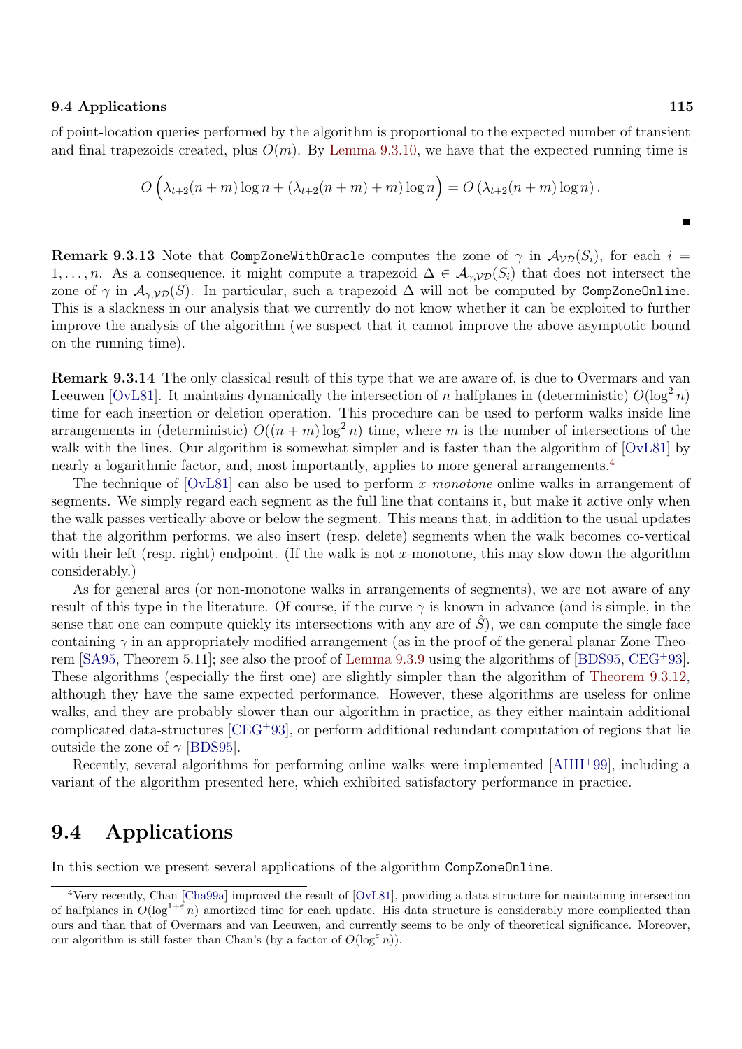of point-location queries performed by the algorithm is proportional to the expected number of transient and final trapezoids created, plus $O(m)$. By Lemma 9.3.10, we have that the expected running time is

$$O\Big(\lambda_{t+2}(n+m)\log n + (\lambda_{t+2}(n+m)+m)\log n\Big) = O\left(\lambda_{t+2}(n+m)\log n\right).$$

∎

**Remark 9.3.13** Note that `CompZoneWithOracle` computes the zone of $\gamma$ in $\mathcal{A}_{\mathcal{VD}}(S_i)$, for each $i = 1,\ldots,n$. As a consequence, it might compute a trapezoid $\Delta \in \mathcal{A}_{\gamma,\mathcal{VD}}(S_i)$ that does not intersect the zone of $\gamma$ in $\mathcal{A}_{\gamma,\mathcal{VD}}(S)$. In particular, such a trapezoid $\Delta$ will not be computed by `CompZoneOnline`. This is a slackness in our analysis that we currently do not know whether it can be exploited to further improve the analysis of the algorithm (we suspect that it cannot improve the above asymptotic bound on the running time).

**Remark 9.3.14** The only classical result of this type that we are aware of, is due to Overmars and van Leeuwen [OvL81]. It maintains dynamically the intersection of $n$ halfplanes in (deterministic) $O(\log^2 n)$ time for each insertion or deletion operation. This procedure can be used to perform walks inside line arrangements in (deterministic) $O((n+m)\log^2 n)$ time, where $m$ is the number of intersections of the walk with the lines. Our algorithm is somewhat simpler and is faster than the algorithm of [OvL81] by nearly a logarithmic factor, and, most importantly, applies to more general arrangements.[4]

The technique of [OvL81] can also be used to perform *x-monotone* online walks in arrangement of segments. We simply regard each segment as the full line that contains it, but make it active only when the walk passes vertically above or below the segment. This means that, in addition to the usual updates that the algorithm performs, we also insert (resp. delete) segments when the walk becomes co-vertical with their left (resp. right) endpoint. (If the walk is not $x$-monotone, this may slow down the algorithm considerably.)

As for general arcs (or non-monotone walks in arrangements of segments), we are not aware of any result of this type in the literature. Of course, if the curve $\gamma$ is known in advance (and is simple, in the sense that one can compute quickly its intersections with any arc of $\hat{S}$), we can compute the single face containing $\gamma$ in an appropriately modified arrangement (as in the proof of the general planar Zone Theorem [SA95, Theorem 5.11]; see also the proof of Lemma 9.3.9 using the algorithms of [BDS95, CEG+93]. These algorithms (especially the first one) are slightly simpler than the algorithm of Theorem 9.3.12, although they have the same expected performance. However, these algorithms are useless for online walks, and they are probably slower than our algorithm in practice, as they either maintain additional complicated data-structures [CEG+93], or perform additional redundant computation of regions that lie outside the zone of $\gamma$ [BDS95].

Recently, several algorithms for performing online walks were implemented [AHH+99], including a variant of the algorithm presented here, which exhibited satisfactory performance in practice.

## 9.4 Applications

In this section we present several applications of the algorithm `CompZoneOnline`.

---

[4] Very recently, Chan [Cha99a] improved the result of [OvL81], providing a data structure for maintaining intersection of halfplanes in $O(\log^{1+\varepsilon} n)$ amortized time for each update. His data structure is considerably more complicated than ours and than that of Overmars and van Leeuwen, and currently seems to be only of theoretical significance. Moreover, our algorithm is still faster than Chan's (by a factor of $O(\log^{\varepsilon} n)$).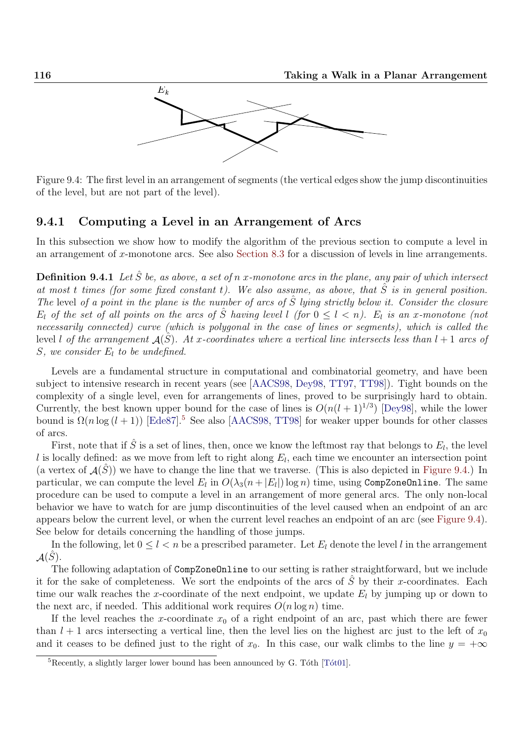Figure 9.4: The first level in an arrangement of segments (the vertical edges show the jump discontinuities of the level, but are not part of the level).

### 9.4.1 Computing a Level in an Arrangement of Arcs

In this subsection we show how to modify the algorithm of the previous section to compute a level in an arrangement of $x$-monotone arcs. See also Section 8.3 for a discussion of levels in line arrangements.

**Definition 9.4.1** *Let $\hat{S}$ be, as above, a set of $n$ $x$-monotone arcs in the plane, any pair of which intersect at most $t$ times (for some fixed constant $t$). We also assume, as above, that $\hat{S}$ is in general position. The* level *of a point in the plane is the number of arcs of $\hat{S}$ lying strictly below it. Consider the closure $E_l$ of the set of all points on the arcs of $\hat{S}$ having level $l$ (for $0 \le l < n$). $E_l$ is an $x$-monotone (not necessarily connected) curve (which is polygonal in the case of lines or segments), which is called the* level $l$ *of the arrangement $\mathcal{A}(\hat{S})$. At $x$-coordinates where a vertical line intersects less than $l+1$ arcs of $S$, we consider $E_l$ to be undefined.*

Levels are a fundamental structure in computational and combinatorial geometry, and have been subject to intensive research in recent years (see [AACS98, Dey98, TT97, TT98]). Tight bounds on the complexity of a single level, even for arrangements of lines, proved to be surprisingly hard to obtain. Currently, the best known upper bound for the case of lines is $O(n(l+1)^{1/3})$ [Dey98], while the lower bound is $\Omega(n \log (l+1))$ [Ede87].[5] See also [AACS98, TT98] for weaker upper bounds for other classes of arcs.

First, note that if $\hat{S}$ is a set of lines, then, once we know the leftmost ray that belongs to $E_l$, the level $l$ is locally defined: as we move from left to right along $E_l$, each time we encounter an intersection point (a vertex of $\mathcal{A}(\hat{S})$) we have to change the line that we traverse. (This is also depicted in Figure 9.4.) In particular, we can compute the level $E_l$ in $O(\lambda_3(n + |E_l|) \log n)$ time, using `CompZoneOnline`. The same procedure can be used to compute a level in an arrangement of more general arcs. The only non-local behavior we have to watch for are jump discontinuities of the level caused when an endpoint of an arc appears below the current level, or when the current level reaches an endpoint of an arc (see Figure 9.4). See below for details concerning the handling of those jumps.

In the following, let $0 \le l < n$ be a prescribed parameter. Let $E_l$ denote the level $l$ in the arrangement $\mathcal{A}(\hat{S})$.

The following adaptation of `CompZoneOnline` to our setting is rather straightforward, but we include it for the sake of completeness. We sort the endpoints of the arcs of $\hat{S}$ by their $x$-coordinates. Each time our walk reaches the $x$-coordinate of the next endpoint, we update $E_l$ by jumping up or down to the next arc, if needed. This additional work requires $O(n \log n)$ time.

If the level reaches the $x$-coordinate $x_0$ of a right endpoint of an arc, past which there are fewer than $l+1$ arcs intersecting a vertical line, then the level lies on the highest arc just to the left of $x_0$ and it ceases to be defined just to the right of $x_0$. In this case, our walk climbs to the line $y = +\infty$

[5] Recently, a slightly larger lower bound has been announced by G. Tóth [Tót01].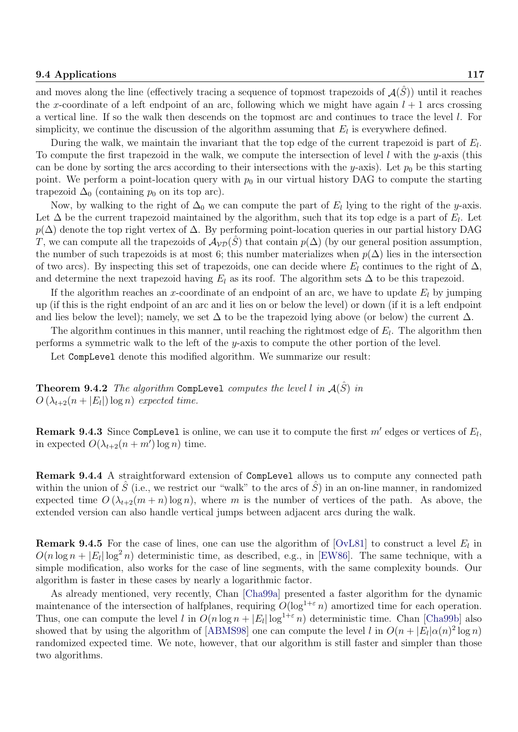and moves along the line (effectively tracing a sequence of topmost trapezoids of $\mathcal{A}(\hat{S})$) until it reaches the $x$-coordinate of a left endpoint of an arc, following which we might have again $l+1$ arcs crossing a vertical line. If so the walk then descends on the topmost arc and continues to trace the level $l$. For simplicity, we continue the discussion of the algorithm assuming that $E_l$ is everywhere defined.

During the walk, we maintain the invariant that the top edge of the current trapezoid is part of $E_l$. To compute the first trapezoid in the walk, we compute the intersection of level $l$ with the $y$-axis (this can be done by sorting the arcs according to their intersections with the $y$-axis). Let $p_0$ be this starting point. We perform a point-location query with $p_0$ in our virtual history DAG to compute the starting trapezoid $\Delta_0$ (containing $p_0$ on its top arc).

Now, by walking to the right of $\Delta_0$ we can compute the part of $E_l$ lying to the right of the $y$-axis. Let $\Delta$ be the current trapezoid maintained by the algorithm, such that its top edge is a part of $E_l$. Let $p(\Delta)$ denote the top right vertex of $\Delta$. By performing point-location queries in our partial history DAG $T$, we can compute all the trapezoids of $\mathcal{A}_{\mathcal{VD}}(\hat{S})$ that contain $p(\Delta)$ (by our general position assumption, the number of such trapezoids is at most 6; this number materializes when $p(\Delta)$ lies in the intersection of two arcs). By inspecting this set of trapezoids, one can decide where $E_l$ continues to the right of $\Delta$, and determine the next trapezoid having $E_l$ as its roof. The algorithm sets $\Delta$ to be this trapezoid.

If the algorithm reaches an $x$-coordinate of an endpoint of an arc, we have to update $E_l$ by jumping up (if this is the right endpoint of an arc and it lies on or below the level) or down (if it is a left endpoint and lies below the level); namely, we set $\Delta$ to be the trapezoid lying above (or below) the current $\Delta$.

The algorithm continues in this manner, until reaching the rightmost edge of $E_l$. The algorithm then performs a symmetric walk to the left of the $y$-axis to compute the other portion of the level.

Let `CompLevel` denote this modified algorithm. We summarize our result:

**Theorem 9.4.2** *The algorithm* `CompLevel` *computes the level $l$ in $\mathcal{A}(\hat{S})$ in $O\left(\lambda_{t+2}(n+|E_l|)\log n\right)$ expected time.*

**Remark 9.4.3** Since `CompLevel` is online, we can use it to compute the first $m'$ edges or vertices of $E_l$, in expected $O(\lambda_{t+2}(n+m')\log n)$ time.

**Remark 9.4.4** A straightforward extension of `CompLevel` allows us to compute any connected path within the union of $\hat{S}$ (i.e., we restrict our "walk" to the arcs of $\hat{S}$) in an on-line manner, in randomized expected time $O\left(\lambda_{t+2}(m+n)\log n\right)$, where $m$ is the number of vertices of the path. As above, the extended version can also handle vertical jumps between adjacent arcs during the walk.

**Remark 9.4.5** For the case of lines, one can use the algorithm of [OvL81] to construct a level $E_l$ in $O(n\log n + |E_l|\log^2 n)$ deterministic time, as described, e.g., in [EW86]. The same technique, with a simple modification, also works for the case of line segments, with the same complexity bounds. Our algorithm is faster in these cases by nearly a logarithmic factor.

As already mentioned, very recently, Chan [Cha99a] presented a faster algorithm for the dynamic maintenance of the intersection of halfplanes, requiring $O(\log^{1+\varepsilon} n)$ amortized time for each operation. Thus, one can compute the level $l$ in $O(n\log n + |E_l|\log^{1+\varepsilon} n)$ deterministic time. Chan [Cha99b] also showed that by using the algorithm of [ABMS98] one can compute the level $l$ in $O(n+|E_l|\alpha(n)^2\log n)$ randomized expected time. We note, however, that our algorithm is still faster and simpler than those two algorithms.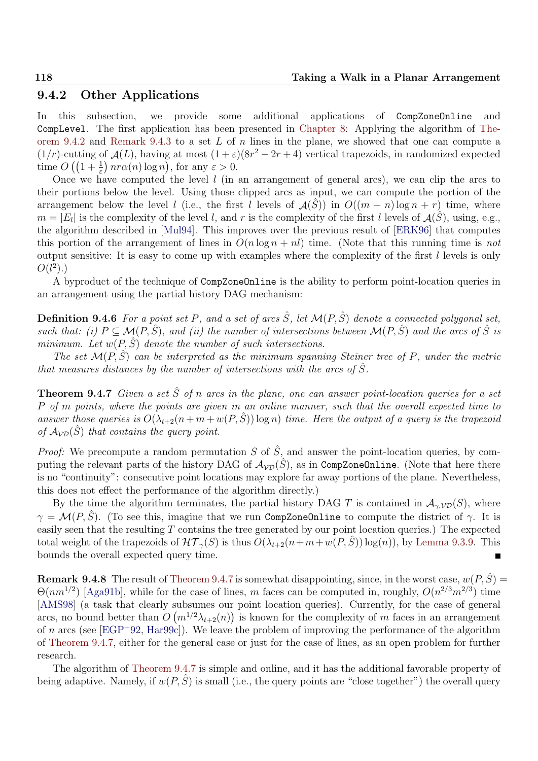### 9.4.2 Other Applications

In this subsection, we provide some additional applications of `CompZoneOnline` and `CompLevel`. The first application has been presented in Chapter 8: Applying the algorithm of Theorem 9.4.2 and Remark 9.4.3 to a set $L$ of $n$ lines in the plane, we showed that one can compute a $(1/r)$-cutting of $\mathcal{A}(L)$, having at most $(1+\varepsilon)(8r^2 - 2r + 4)$ vertical trapezoids, in randomized expected time $O\left(\left(1 + \frac{1}{\varepsilon}\right) nr\alpha(n)\log n\right)$, for any $\varepsilon > 0$.

Once we have computed the level $l$ (in an arrangement of general arcs), we can clip the arcs to their portions below the level. Using those clipped arcs as input, we can compute the portion of the arrangement below the level $l$ (i.e., the first $l$ levels of $\mathcal{A}(\hat{S})$) in $O((m+n)\log n + r)$ time, where $m = |E_l|$ is the complexity of the level $l$, and $r$ is the complexity of the first $l$ levels of $\mathcal{A}(\hat{S})$, using, e.g., the algorithm described in [Mul94]. This improves over the previous result of [ERK96] that computes this portion of the arrangement of lines in $O(n \log n + nl)$ time. (Note that this running time is *not* output sensitive: It is easy to come up with examples where the complexity of the first $l$ levels is only $O(l^2)$.)

A byproduct of the technique of `CompZoneOnline` is the ability to perform point-location queries in an arrangement using the partial history DAG mechanism:

**Definition 9.4.6** *For a point set $P$, and a set of arcs $\hat{S}$, let $\mathcal{M}(P, \hat{S})$ denote a connected polygonal set, such that: (i) $P \subseteq \mathcal{M}(P, \hat{S})$, and (ii) the number of intersections between $\mathcal{M}(P, \hat{S})$ and the arcs of $\hat{S}$ is minimum. Let $w(P, \hat{S})$ denote the number of such intersections.*

*The set $\mathcal{M}(P, \hat{S})$ can be interpreted as the minimum spanning Steiner tree of $P$, under the metric that measures distances by the number of intersections with the arcs of $\hat{S}$.*

**Theorem 9.4.7** *Given a set $\hat{S}$ of $n$ arcs in the plane, one can answer point-location queries for a set $P$ of $m$ points, where the points are given in an online manner, such that the overall expected time to answer those queries is $O(\lambda_{t+2}(n + m + w(P, \hat{S}))\log n)$ time. Here the output of a query is the trapezoid of $\mathcal{A}_{\mathcal{VD}}(\hat{S})$ that contains the query point.*

*Proof:* We precompute a random permutation $S$ of $\hat{S}$, and answer the point-location queries, by computing the relevant parts of the history DAG of $\mathcal{A}_{\mathcal{VD}}(\hat{S})$, as in `CompZoneOnline`. (Note that here there is no "continuity": consecutive point locations may explore far away portions of the plane. Nevertheless, this does not effect the performance of the algorithm directly.)

By the time the algorithm terminates, the partial history DAG $T$ is contained in $\mathcal{A}_{\gamma,\mathcal{VD}}(S)$, where $\gamma = \mathcal{M}(P, \hat{S})$. (To see this, imagine that we run `CompZoneOnline` to compute the district of $\gamma$. It is easily seen that the resulting $T$ contains the tree generated by our point location queries.) The expected total weight of the trapezoids of $\mathcal{HT}_\gamma(S)$ is thus $O(\lambda_{t+2}(n+m+w(P, \hat{S}))\log(n))$, by Lemma 9.3.9. This bounds the overall expected query time. ∎

**Remark 9.4.8** The result of Theorem 9.4.7 is somewhat disappointing, since, in the worst case, $w(P, \hat{S}) = \Theta(nm^{1/2})$ [Aga91b], while for the case of lines, $m$ faces can be computed in, roughly, $O(n^{2/3}m^{2/3})$ time [AMS98] (a task that clearly subsumes our point location queries). Currently, for the case of general arcs, no bound better than $O\left(m^{1/2}\lambda_{t+2}(n)\right)$ is known for the complexity of $m$ faces in an arrangement of $n$ arcs (see [EGP+92, Har99c]). We leave the problem of improving the performance of the algorithm of Theorem 9.4.7, either for the general case or just for the case of lines, as an open problem for further research.

The algorithm of Theorem 9.4.7 is simple and online, and it has the additional favorable property of being adaptive. Namely, if $w(P, \hat{S})$ is small (i.e., the query points are "close together") the overall query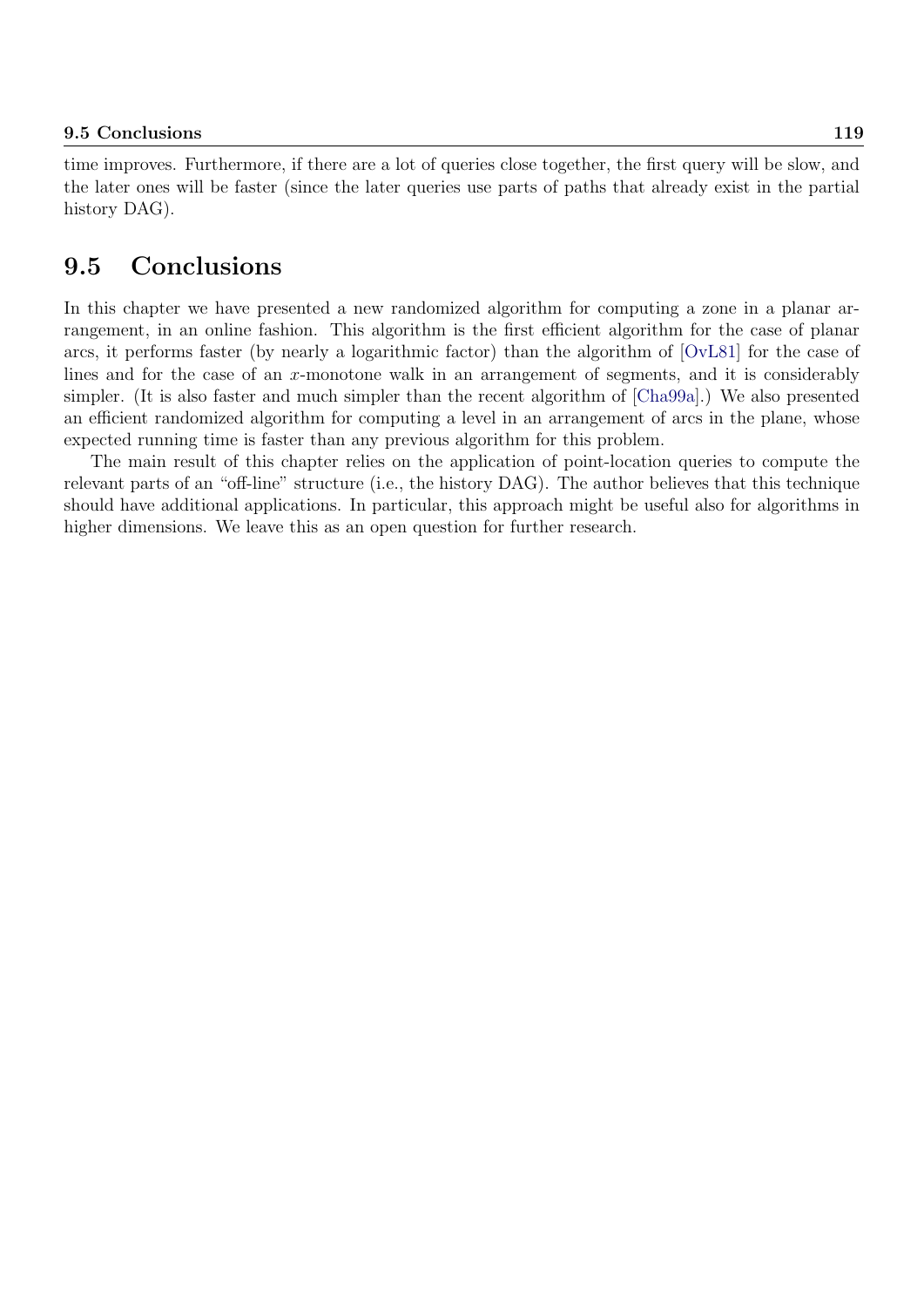time improves. Furthermore, if there are a lot of queries close together, the first query will be slow, and the later ones will be faster (since the later queries use parts of paths that already exist in the partial history DAG).

## 9.5 Conclusions

In this chapter we have presented a new randomized algorithm for computing a zone in a planar arrangement, in an online fashion. This algorithm is the first efficient algorithm for the case of planar arcs, it performs faster (by nearly a logarithmic factor) than the algorithm of [OvL81] for the case of lines and for the case of an $x$-monotone walk in an arrangement of segments, and it is considerably simpler. (It is also faster and much simpler than the recent algorithm of [Cha99a].) We also presented an efficient randomized algorithm for computing a level in an arrangement of arcs in the plane, whose expected running time is faster than any previous algorithm for this problem.

The main result of this chapter relies on the application of point-location queries to compute the relevant parts of an "off-line" structure (i.e., the history DAG). The author believes that this technique should have additional applications. In particular, this approach might be useful also for algorithms in higher dimensions. We leave this as an open question for further research.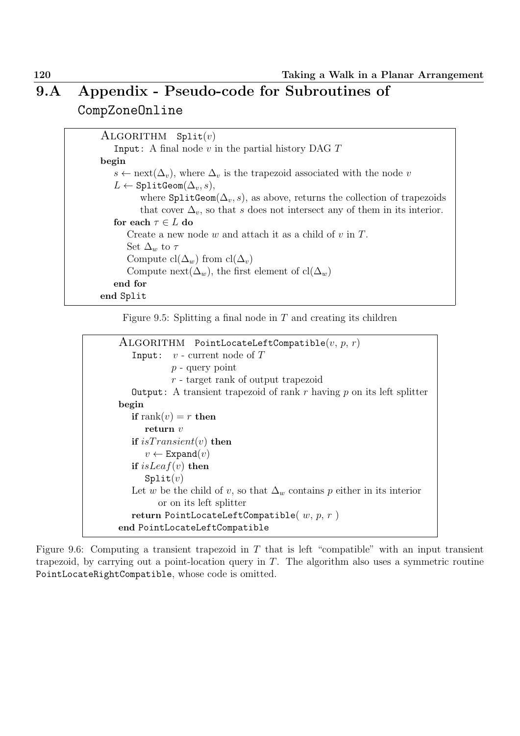## 9.A Appendix - Pseudo-code for Subroutines of CompZoneOnline

```
ALGORITHM  Split(v)
   Input: A final node v in the partial history DAG T
begin
   s ← next(Δ_v), where Δ_v is the trapezoid associated with the node v
   L ← SplitGeom(Δ_v, s),
         where SplitGeom(Δ_v, s), as above, returns the collection of trapezoids
         that cover Δ_v, so that s does not intersect any of them in its interior.
   for each τ ∈ L do
      Create a new node w and attach it as a child of v in T.
      Set Δ_w to τ
      Compute cl(Δ_w) from cl(Δ_v)
      Compute next(Δ_w), the first element of cl(Δ_w)
   end for
end Split
```

Figure 9.5: Splitting a final node in $T$ and creating its children

```
ALGORITHM  PointLocateLeftCompatible(v, p, r)
   Input:  v - current node of T
           p - query point
           r - target rank of output trapezoid
   Output: A transient trapezoid of rank r having p on its left splitter
begin
   if rank(v) = r then
      return v
   if isTransient(v) then
      v ← Expand(v)
   if isLeaf(v) then
      Split(v)
   Let w be the child of v, so that Δ_w contains p either in its interior
         or on its left splitter
   return PointLocateLeftCompatible( w, p, r )
end PointLocateLeftCompatible
```

Figure 9.6: Computing a transient trapezoid in $T$ that is left "compatible" with an input transient trapezoid, by carrying out a point-location query in $T$. The algorithm also uses a symmetric routine PointLocateRightCompatible, whose code is omitted.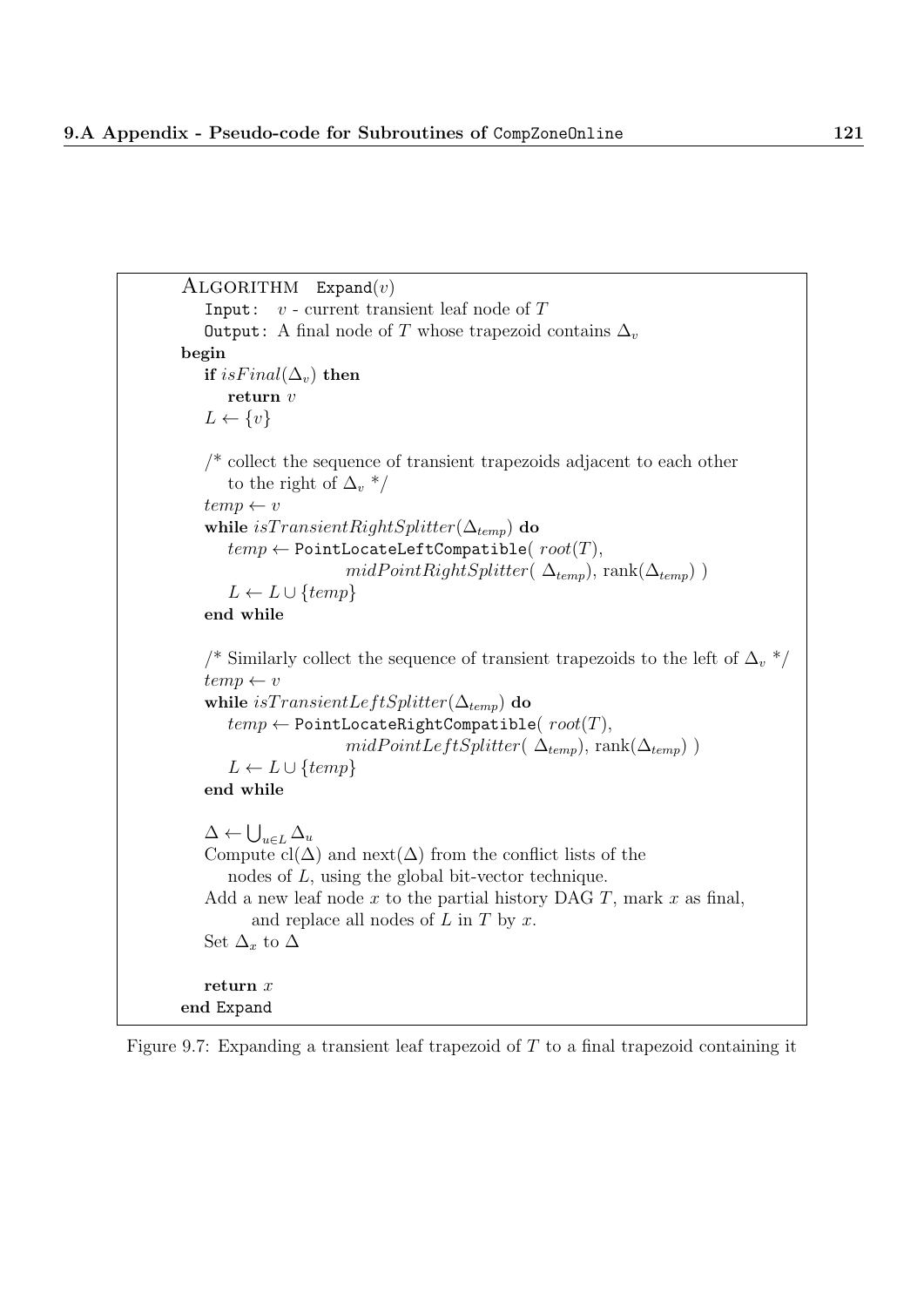```
ALGORITHM  Expand(v)
   Input:  v - current transient leaf node of T
   Output: A final node of T whose trapezoid contains Δ_v
begin
   if isFinal(Δ_v) then
      return v
   L ← {v}

   /* collect the sequence of transient trapezoids adjacent to each other
      to the right of Δ_v */
   temp ← v
   while isTransientRightSplitter(Δ_temp) do
      temp ← PointLocateLeftCompatible( root(T),
                  midPointRightSplitter( Δ_temp), rank(Δ_temp) )
      L ← L ∪ {temp}
   end while

   /* Similarly collect the sequence of transient trapezoids to the left of Δ_v */
   temp ← v
   while isTransientLeftSplitter(Δ_temp) do
      temp ← PointLocateRightCompatible( root(T),
                  midPointLeftSplitter( Δ_temp), rank(Δ_temp) )
      L ← L ∪ {temp}
   end while

   Δ ← ⋃_{u∈L} Δ_u
   Compute cl(Δ) and next(Δ) from the conflict lists of the
      nodes of L, using the global bit-vector technique.
   Add a new leaf node x to the partial history DAG T, mark x as final,
         and replace all nodes of L in T by x.
   Set Δ_x to Δ

   return x
end Expand
```

Figure 9.7: Expanding a transient leaf trapezoid of $T$ to a final trapezoid containing it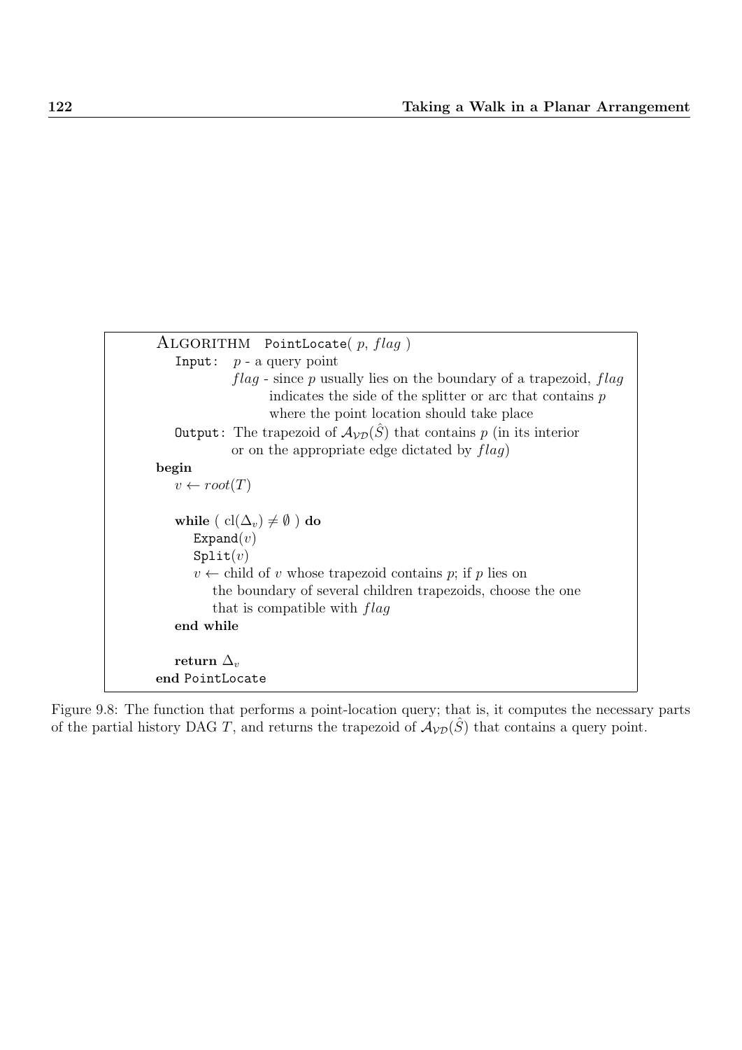```
ALGORITHM   PointLocate( p, flag )
   Input:   p - a query point
            flag - since p usually lies on the boundary of a trapezoid, flag
                   indicates the side of the splitter or arc that contains p
                   where the point location should take place
   Output: The trapezoid of A_VD(Ŝ) that contains p (in its interior
           or on the appropriate edge dictated by flag)
begin
   v ← root(T)

   while ( cl(Δ_v) ≠ ∅ ) do
      Expand(v)
      Split(v)
      v ← child of v whose trapezoid contains p; if p lies on
         the boundary of several children trapezoids, choose the one
         that is compatible with flag
   end while

   return Δ_v
end PointLocate
```

Figure 9.8: The function that performs a point-location query; that is, it computes the necessary parts of the partial history DAG $T$, and returns the trapezoid of $\mathcal{A}_{\mathcal{VD}}(\hat{S})$ that contains a query point.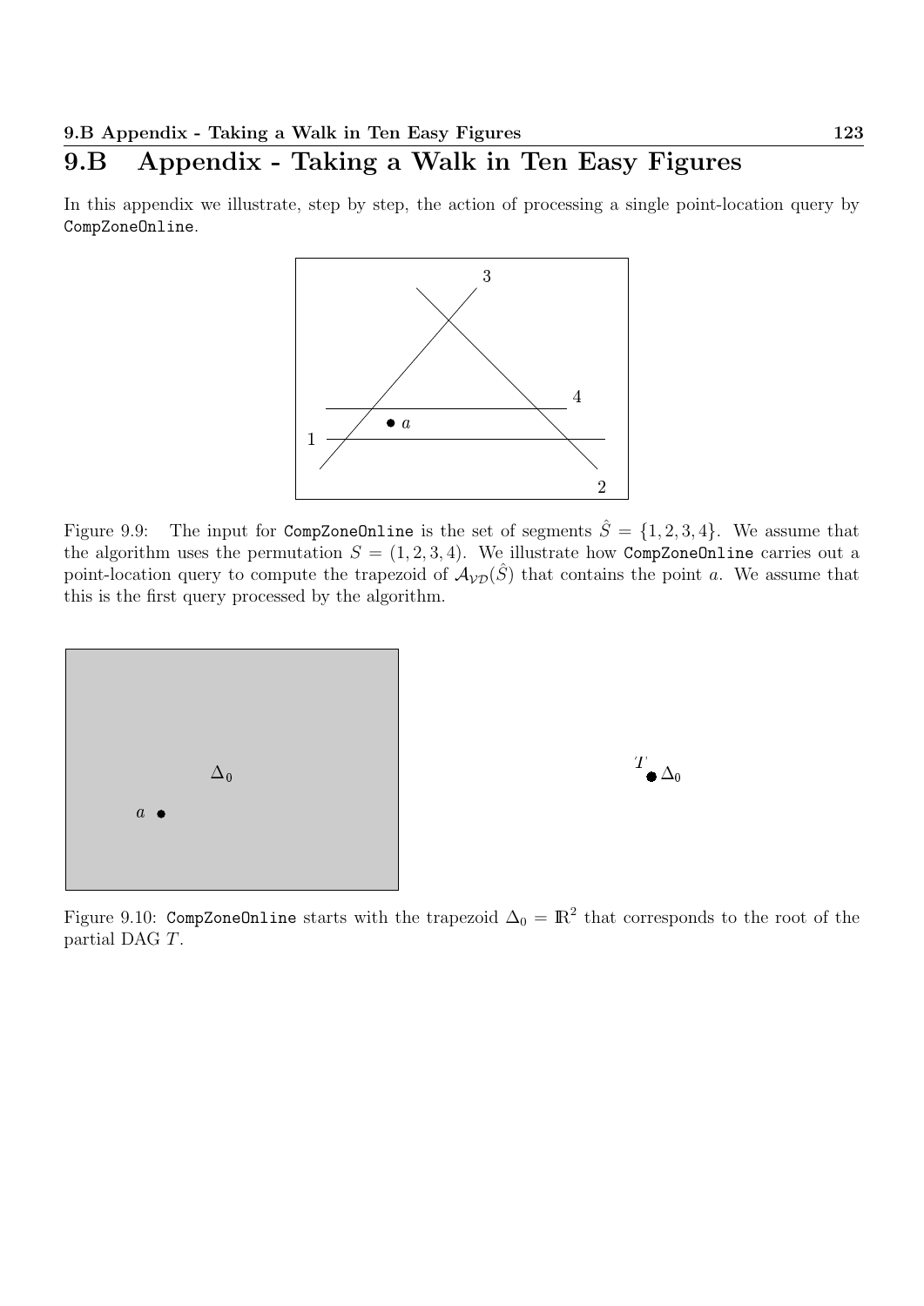## 9.B Appendix - Taking a Walk in Ten Easy Figures

In this appendix we illustrate, step by step, the action of processing a single point-location query by `CompZoneOnline`.

Figure 9.9: The input for `CompZoneOnline` is the set of segments $\hat{S} = \{1, 2, 3, 4\}$. We assume that the algorithm uses the permutation $S = (1, 2, 3, 4)$. We illustrate how `CompZoneOnline` carries out a point-location query to compute the trapezoid of $\mathcal{A}_{\mathcal{VD}}(\hat{S})$ that contains the point $a$. We assume that this is the first query processed by the algorithm.

Figure 9.10: `CompZoneOnline` starts with the trapezoid $\Delta_0 = \mathbb{R}^2$ that corresponds to the root of the partial DAG $T$.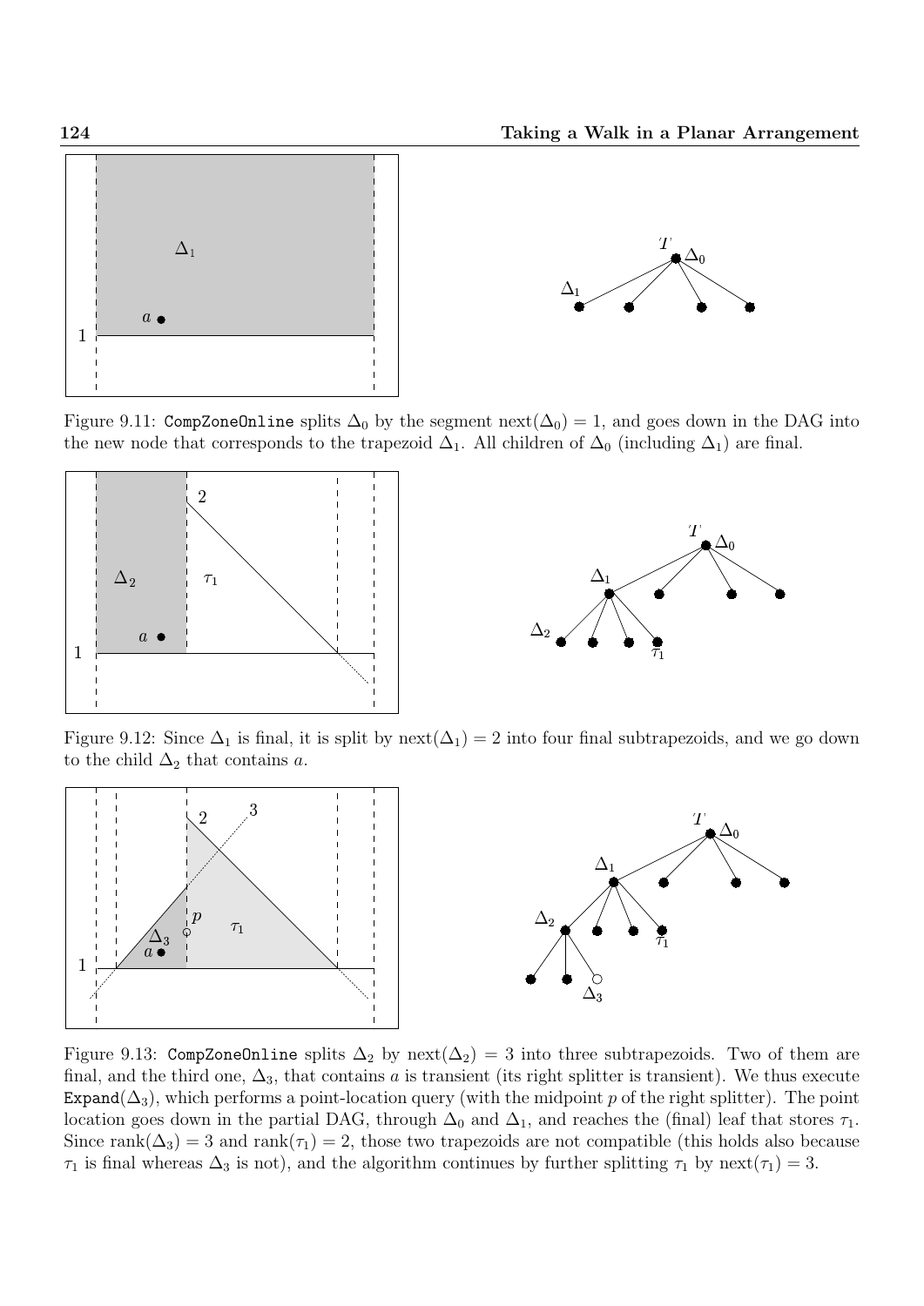Figure 9.11: `CompZoneOnline` splits $\Delta_0$ by the segment $\text{next}(\Delta_0) = 1$, and goes down in the DAG into the new node that corresponds to the trapezoid $\Delta_1$. All children of $\Delta_0$ (including $\Delta_1$) are final.

Figure 9.12: Since $\Delta_1$ is final, it is split by $\text{next}(\Delta_1) = 2$ into four final subtrapezoids, and we go down to the child $\Delta_2$ that contains $a$.

Figure 9.13: `CompZoneOnline` splits $\Delta_2$ by $\text{next}(\Delta_2) = 3$ into three subtrapezoids. Two of them are final, and the third one, $\Delta_3$, that contains $a$ is transient (its right splitter is transient). We thus execute `Expand`($\Delta_3$), which performs a point-location query (with the midpoint $p$ of the right splitter). The point location goes down in the partial DAG, through $\Delta_0$ and $\Delta_1$, and reaches the (final) leaf that stores $\tau_1$. Since $\text{rank}(\Delta_3) = 3$ and $\text{rank}(\tau_1) = 2$, those two trapezoids are not compatible (this holds also because $\tau_1$ is final whereas $\Delta_3$ is not), and the algorithm continues by further splitting $\tau_1$ by $\text{next}(\tau_1) = 3$.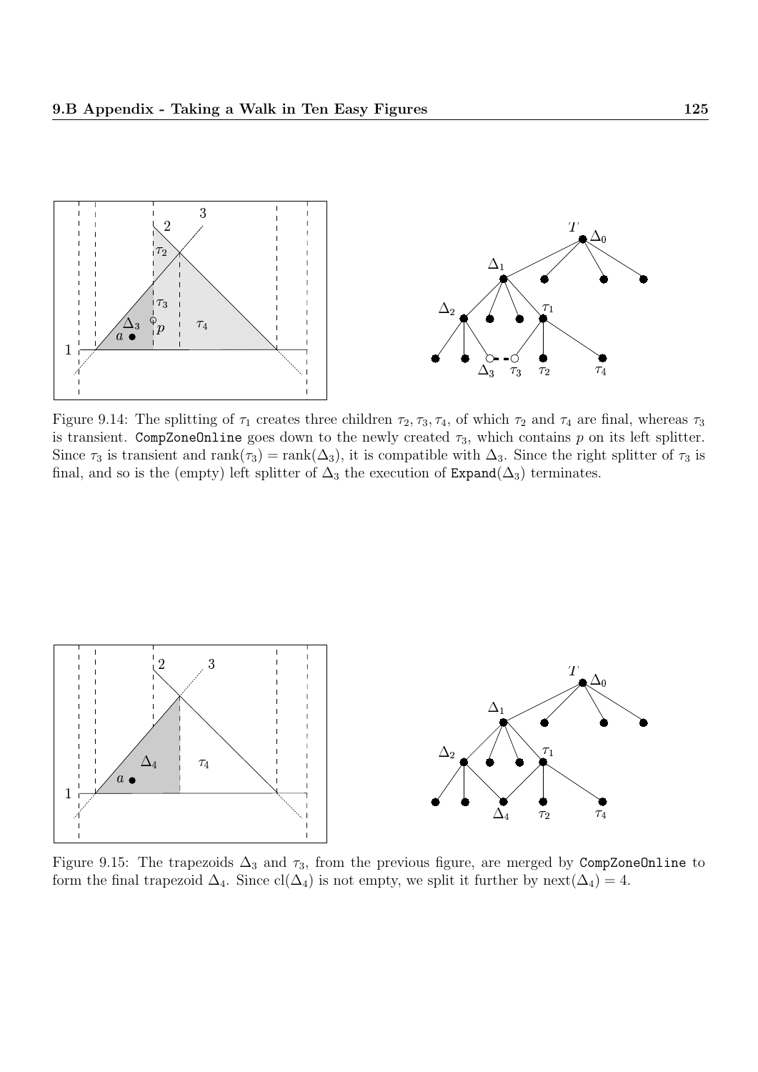Figure 9.14: The splitting of $\tau_1$ creates three children $\tau_2, \tau_3, \tau_4$, of which $\tau_2$ and $\tau_4$ are final, whereas $\tau_3$ is transient. `CompZoneOnline` goes down to the newly created $\tau_3$, which contains $p$ on its left splitter. Since $\tau_3$ is transient and $\text{rank}(\tau_3) = \text{rank}(\Delta_3)$, it is compatible with $\Delta_3$. Since the right splitter of $\tau_3$ is final, and so is the (empty) left splitter of $\Delta_3$ the execution of $\texttt{Expand}(\Delta_3)$ terminates.

Figure 9.15: The trapezoids $\Delta_3$ and $\tau_3$, from the previous figure, are merged by `CompZoneOnline` to form the final trapezoid $\Delta_4$. Since $\text{cl}(\Delta_4)$ is not empty, we split it further by $\text{next}(\Delta_4) = 4$.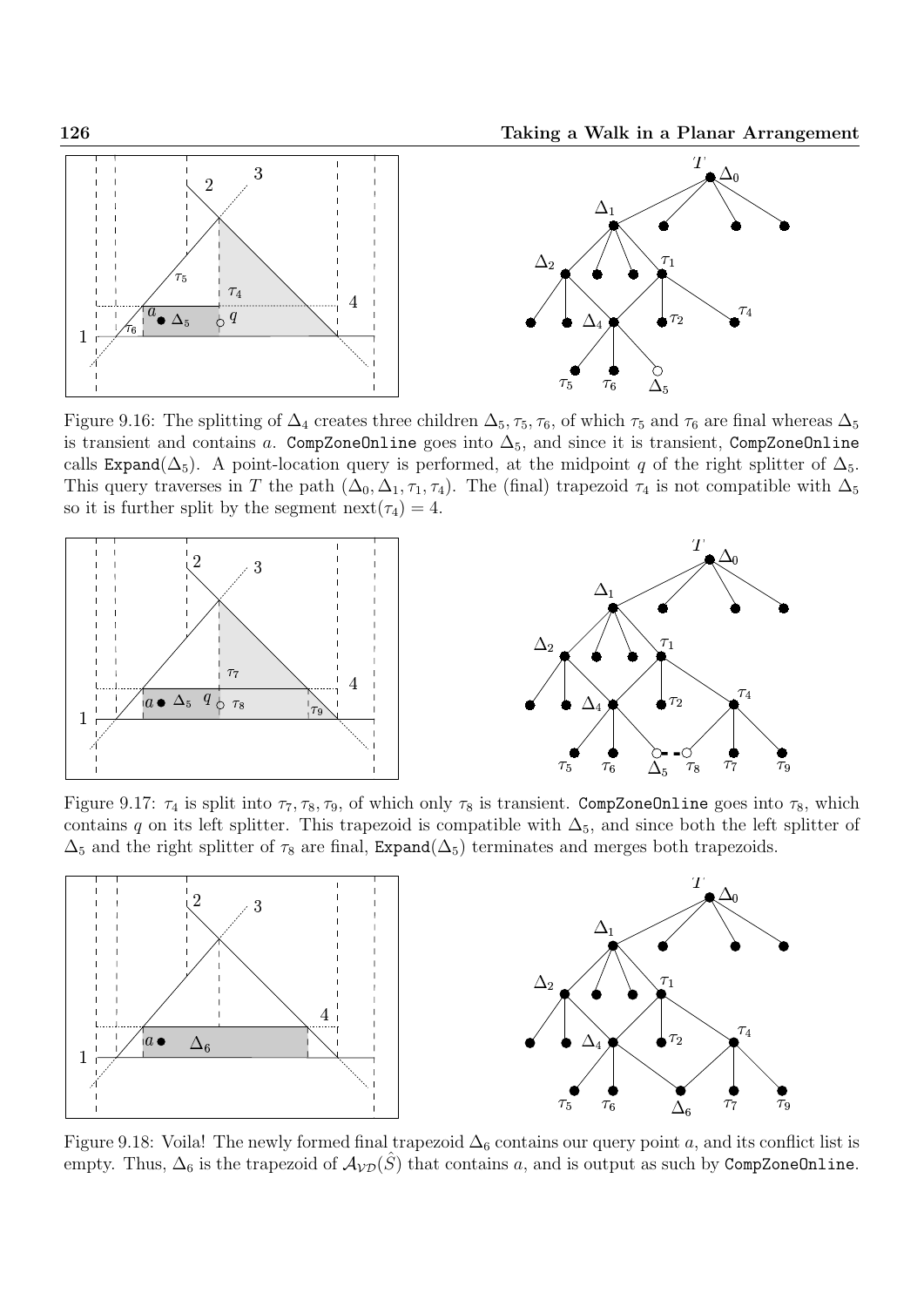Figure 9.16: The splitting of $\Delta_4$ creates three children $\Delta_5, \tau_5, \tau_6$, of which $\tau_5$ and $\tau_6$ are final whereas $\Delta_5$ is transient and contains $a$. `CompZoneOnline` goes into $\Delta_5$, and since it is transient, `CompZoneOnline` calls `Expand`($\Delta_5$). A point-location query is performed, at the midpoint $q$ of the right splitter of $\Delta_5$. This query traverses in $T$ the path $(\Delta_0, \Delta_1, \tau_1, \tau_4)$. The (final) trapezoid $\tau_4$ is not compatible with $\Delta_5$ so it is further split by the segment $\text{next}(\tau_4) = 4$.

Figure 9.17: $\tau_4$ is split into $\tau_7, \tau_8, \tau_9$, of which only $\tau_8$ is transient. `CompZoneOnline` goes into $\tau_8$, which contains $q$ on its left splitter. This trapezoid is compatible with $\Delta_5$, and since both the left splitter of $\Delta_5$ and the right splitter of $\tau_8$ are final, `Expand`($\Delta_5$) terminates and merges both trapezoids.

Figure 9.18: Voila! The newly formed final trapezoid $\Delta_6$ contains our query point $a$, and its conflict list is empty. Thus, $\Delta_6$ is the trapezoid of $\mathcal{A}_{\mathcal{VD}}(\hat{S})$ that contains $a$, and is output as such by `CompZoneOnline`.